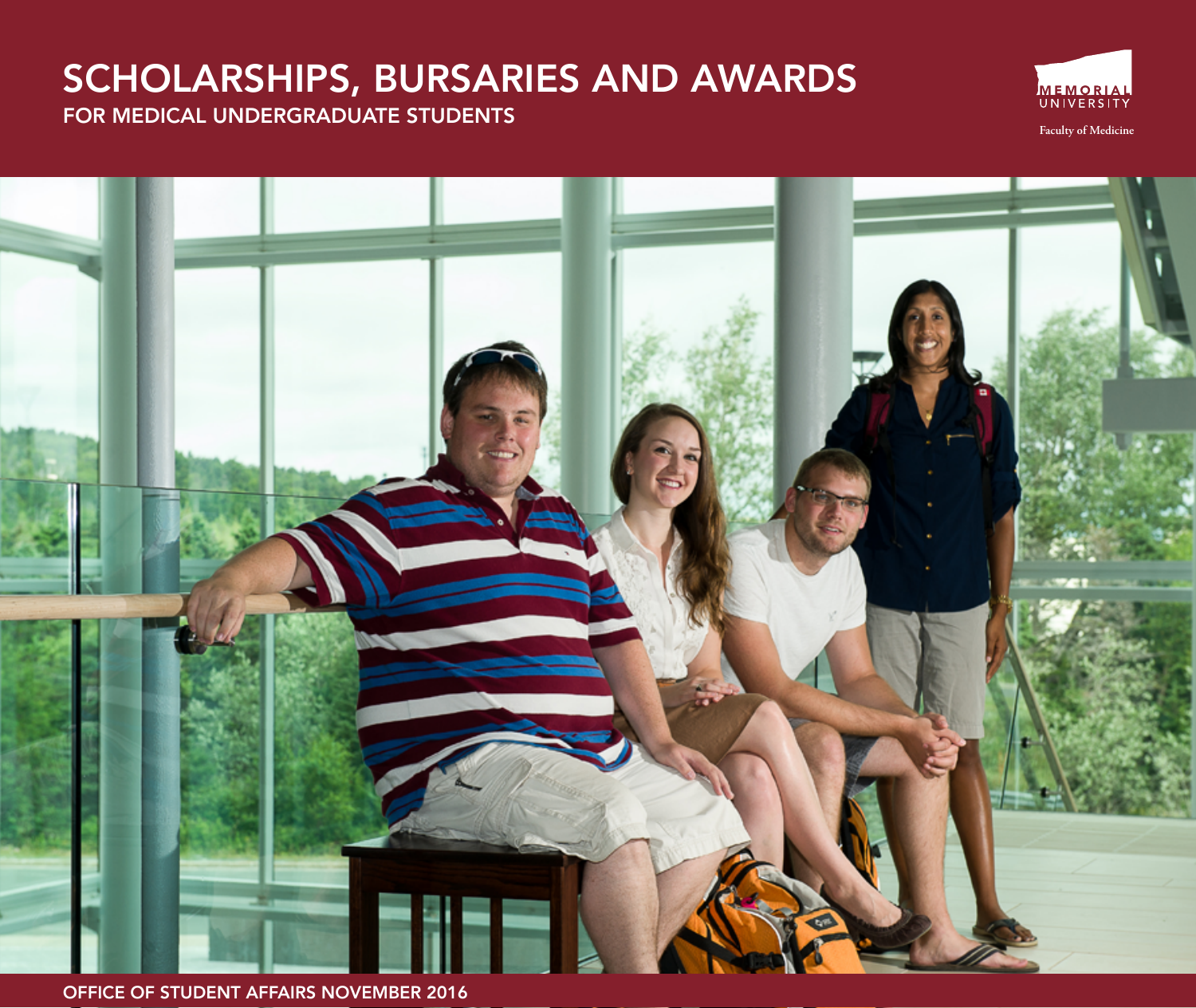# SCHOLARSHIPS, BURSARIES AND AWARDS

## FOR MEDICAL UNDERGRADUATE STUDENTS

MEMORIAL UNIVERSITY

Faculty of Medicine

OFFICE OF STUDENT AFFAIRS NOVEMBER 2016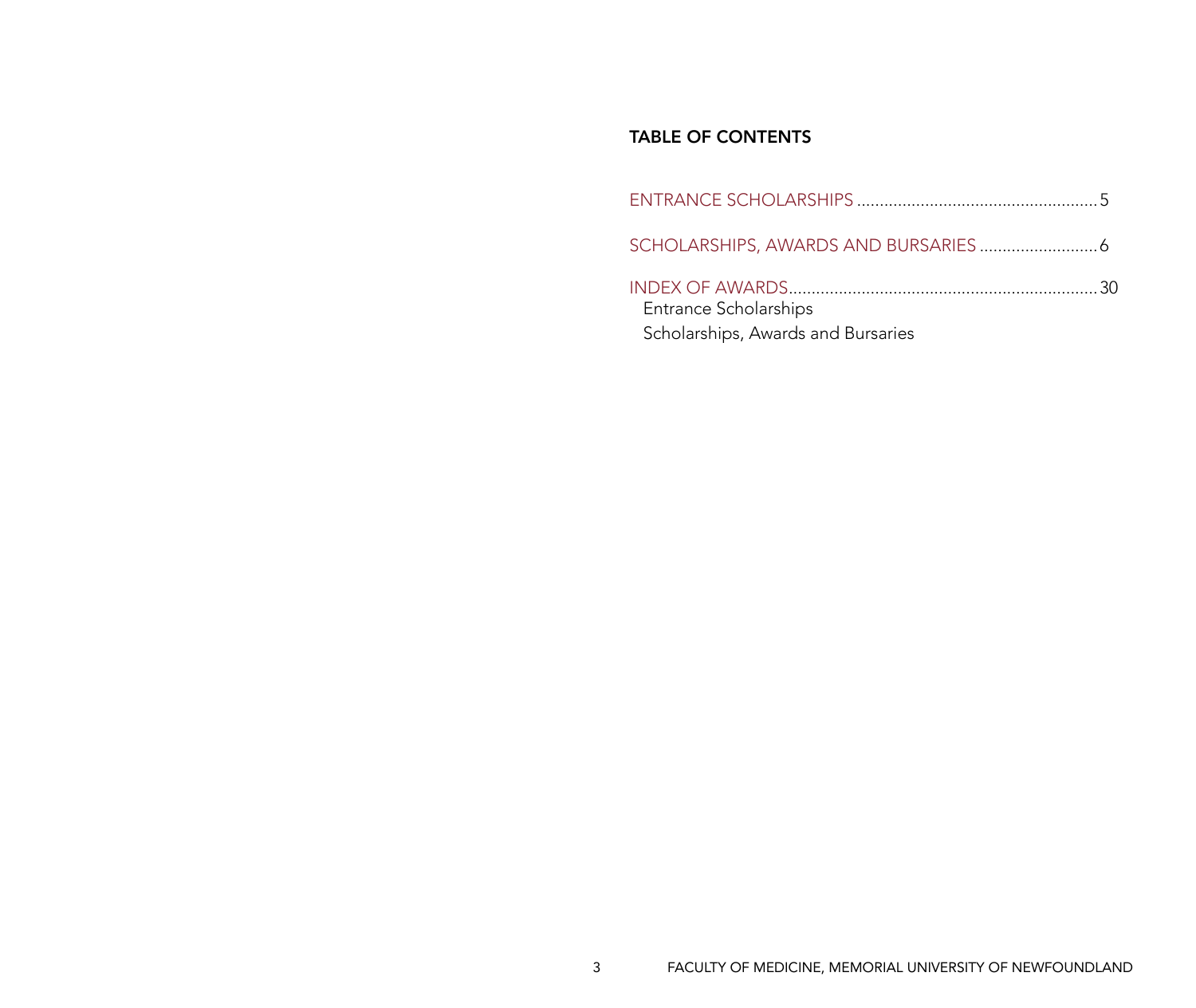## TABLE OF CONTENTS

ENTRANCE SCHOLARSHIPS .................................................... 5

SCHOLARSHIPS, AWARDS AND BURSARIES .......................... 6

INDEX OF AWARDS.................................................................. 30
- Entrance Scholarships
- Scholarships, Awards and Bursaries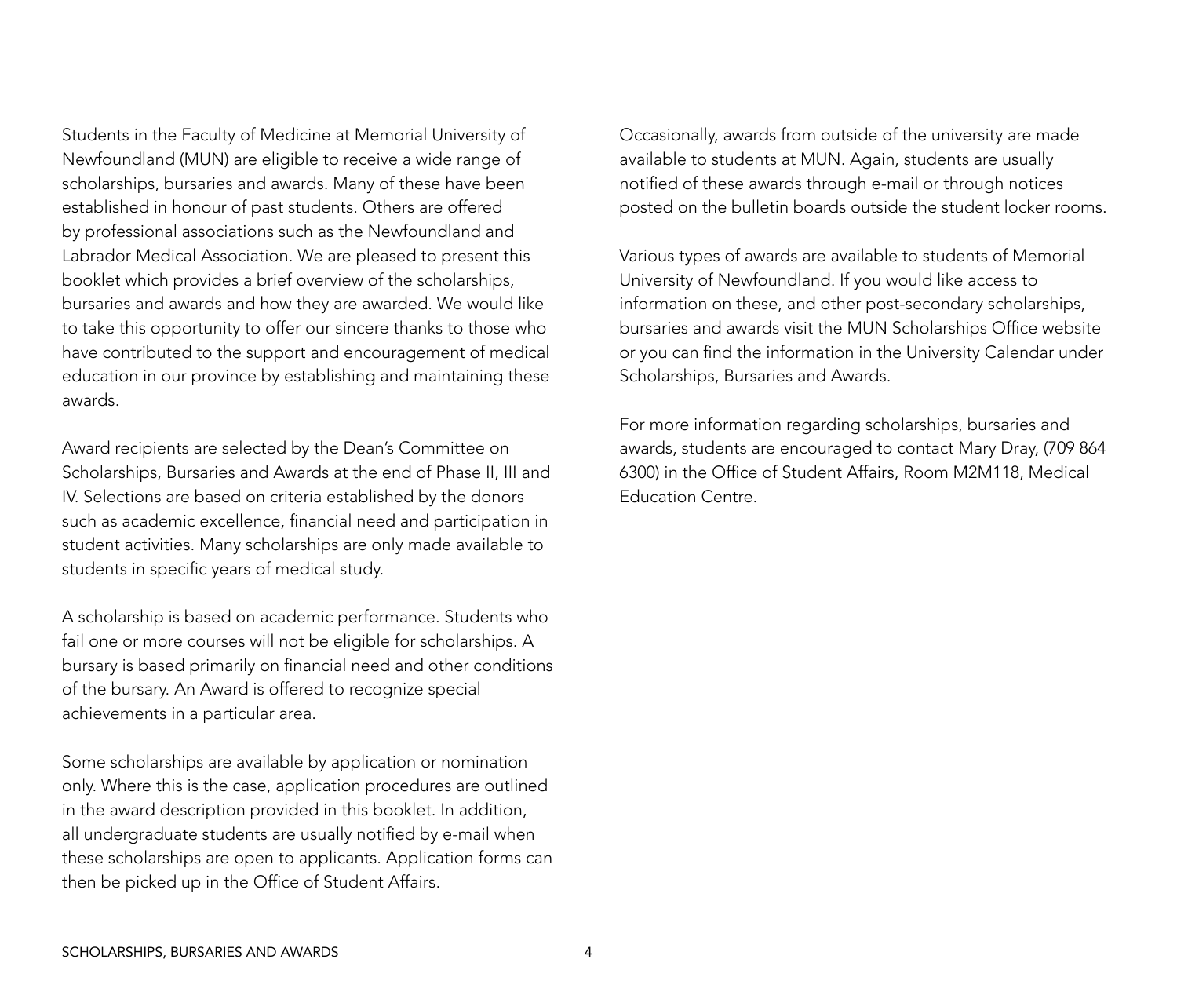Students in the Faculty of Medicine at Memorial University of Newfoundland (MUN) are eligible to receive a wide range of scholarships, bursaries and awards. Many of these have been established in honour of past students. Others are offered by professional associations such as the Newfoundland and Labrador Medical Association. We are pleased to present this booklet which provides a brief overview of the scholarships, bursaries and awards and how they are awarded. We would like to take this opportunity to offer our sincere thanks to those who have contributed to the support and encouragement of medical education in our province by establishing and maintaining these awards.

Award recipients are selected by the Dean's Committee on Scholarships, Bursaries and Awards at the end of Phase II, III and IV. Selections are based on criteria established by the donors such as academic excellence, financial need and participation in student activities. Many scholarships are only made available to students in specific years of medical study.

A scholarship is based on academic performance. Students who fail one or more courses will not be eligible for scholarships. A bursary is based primarily on financial need and other conditions of the bursary. An Award is offered to recognize special achievements in a particular area.

Some scholarships are available by application or nomination only. Where this is the case, application procedures are outlined in the award description provided in this booklet. In addition, all undergraduate students are usually notified by e-mail when these scholarships are open to applicants. Application forms can then be picked up in the Office of Student Affairs.

Occasionally, awards from outside of the university are made available to students at MUN. Again, students are usually notified of these awards through e-mail or through notices posted on the bulletin boards outside the student locker rooms.

Various types of awards are available to students of Memorial University of Newfoundland. If you would like access to information on these, and other post-secondary scholarships, bursaries and awards visit the MUN Scholarships Office website or you can find the information in the University Calendar under Scholarships, Bursaries and Awards.

For more information regarding scholarships, bursaries and awards, students are encouraged to contact Mary Dray, (709 864 6300) in the Office of Student Affairs, Room M2M118, Medical Education Centre.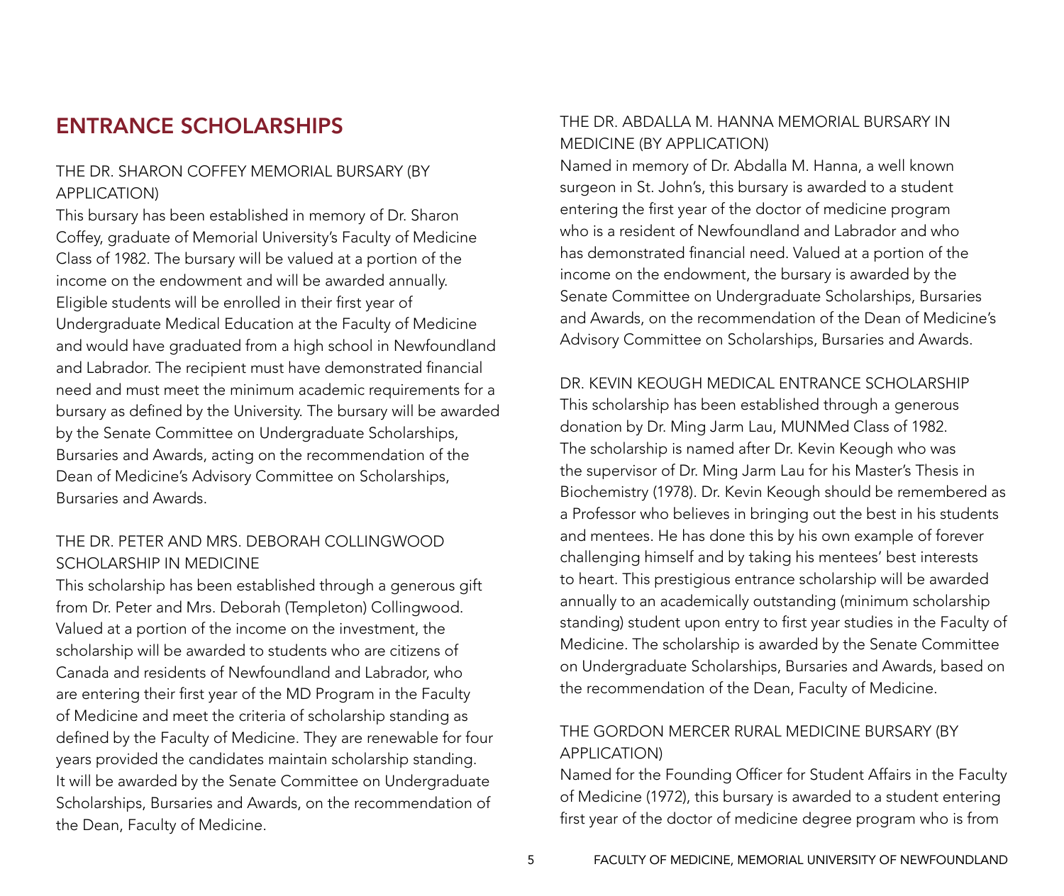# ENTRANCE SCHOLARSHIPS

### THE DR. SHARON COFFEY MEMORIAL BURSARY (BY APPLICATION)

This bursary has been established in memory of Dr. Sharon Coffey, graduate of Memorial University's Faculty of Medicine Class of 1982. The bursary will be valued at a portion of the income on the endowment and will be awarded annually. Eligible students will be enrolled in their first year of Undergraduate Medical Education at the Faculty of Medicine and would have graduated from a high school in Newfoundland and Labrador. The recipient must have demonstrated financial need and must meet the minimum academic requirements for a bursary as defined by the University. The bursary will be awarded by the Senate Committee on Undergraduate Scholarships, Bursaries and Awards, acting on the recommendation of the Dean of Medicine's Advisory Committee on Scholarships, Bursaries and Awards.

### THE DR. PETER AND MRS. DEBORAH COLLINGWOOD SCHOLARSHIP IN MEDICINE

This scholarship has been established through a generous gift from Dr. Peter and Mrs. Deborah (Templeton) Collingwood. Valued at a portion of the income on the investment, the scholarship will be awarded to students who are citizens of Canada and residents of Newfoundland and Labrador, who are entering their first year of the MD Program in the Faculty of Medicine and meet the criteria of scholarship standing as defined by the Faculty of Medicine. They are renewable for four years provided the candidates maintain scholarship standing. It will be awarded by the Senate Committee on Undergraduate Scholarships, Bursaries and Awards, on the recommendation of the Dean, Faculty of Medicine.

### THE DR. ABDALLA M. HANNA MEMORIAL BURSARY IN MEDICINE (BY APPLICATION)

Named in memory of Dr. Abdalla M. Hanna, a well known surgeon in St. John's, this bursary is awarded to a student entering the first year of the doctor of medicine program who is a resident of Newfoundland and Labrador and who has demonstrated financial need. Valued at a portion of the income on the endowment, the bursary is awarded by the Senate Committee on Undergraduate Scholarships, Bursaries and Awards, on the recommendation of the Dean of Medicine's Advisory Committee on Scholarships, Bursaries and Awards.

### DR. KEVIN KEOUGH MEDICAL ENTRANCE SCHOLARSHIP

This scholarship has been established through a generous donation by Dr. Ming Jarm Lau, MUNMed Class of 1982. The scholarship is named after Dr. Kevin Keough who was the supervisor of Dr. Ming Jarm Lau for his Master's Thesis in Biochemistry (1978). Dr. Kevin Keough should be remembered as a Professor who believes in bringing out the best in his students and mentees. He has done this by his own example of forever challenging himself and by taking his mentees' best interests to heart. This prestigious entrance scholarship will be awarded annually to an academically outstanding (minimum scholarship standing) student upon entry to first year studies in the Faculty of Medicine. The scholarship is awarded by the Senate Committee on Undergraduate Scholarships, Bursaries and Awards, based on the recommendation of the Dean, Faculty of Medicine.

### THE GORDON MERCER RURAL MEDICINE BURSARY (BY APPLICATION)

Named for the Founding Officer for Student Affairs in the Faculty of Medicine (1972), this bursary is awarded to a student entering first year of the doctor of medicine degree program who is from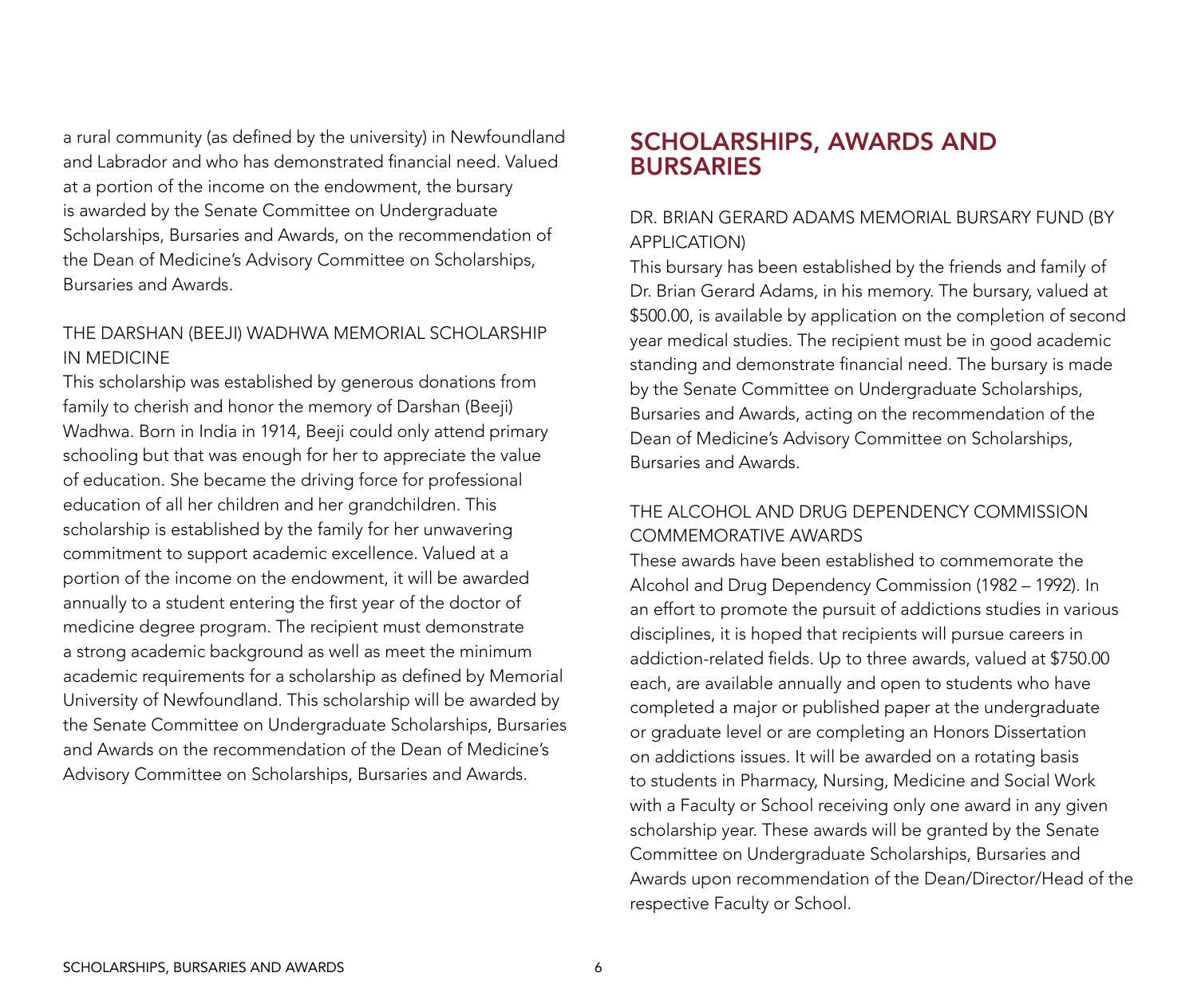a rural community (as defined by the university) in Newfoundland and Labrador and who has demonstrated financial need. Valued at a portion of the income on the endowment, the bursary is awarded by the Senate Committee on Undergraduate Scholarships, Bursaries and Awards, on the recommendation of the Dean of Medicine's Advisory Committee on Scholarships, Bursaries and Awards.

### THE DARSHAN (BEEJI) WADHWA MEMORIAL SCHOLARSHIP IN MEDICINE

This scholarship was established by generous donations from family to cherish and honor the memory of Darshan (Beeji) Wadhwa. Born in India in 1914, Beeji could only attend primary schooling but that was enough for her to appreciate the value of education. She became the driving force for professional education of all her children and her grandchildren. This scholarship is established by the family for her unwavering commitment to support academic excellence. Valued at a portion of the income on the endowment, it will be awarded annually to a student entering the first year of the doctor of medicine degree program. The recipient must demonstrate a strong academic background as well as meet the minimum academic requirements for a scholarship as defined by Memorial University of Newfoundland. This scholarship will be awarded by the Senate Committee on Undergraduate Scholarships, Bursaries and Awards on the recommendation of the Dean of Medicine's Advisory Committee on Scholarships, Bursaries and Awards.

## SCHOLARSHIPS, AWARDS AND BURSARIES

### DR. BRIAN GERARD ADAMS MEMORIAL BURSARY FUND (BY APPLICATION)

This bursary has been established by the friends and family of Dr. Brian Gerard Adams, in his memory. The bursary, valued at $500.00, is available by application on the completion of second year medical studies. The recipient must be in good academic standing and demonstrate financial need. The bursary is made by the Senate Committee on Undergraduate Scholarships, Bursaries and Awards, acting on the recommendation of the Dean of Medicine's Advisory Committee on Scholarships, Bursaries and Awards.

### THE ALCOHOL AND DRUG DEPENDENCY COMMISSION COMMEMORATIVE AWARDS

These awards have been established to commemorate the Alcohol and Drug Dependency Commission (1982 – 1992). In an effort to promote the pursuit of addictions studies in various disciplines, it is hoped that recipients will pursue careers in addiction-related fields. Up to three awards, valued at $750.00 each, are available annually and open to students who have completed a major or published paper at the undergraduate or graduate level or are completing an Honors Dissertation on addictions issues. It will be awarded on a rotating basis to students in Pharmacy, Nursing, Medicine and Social Work with a Faculty or School receiving only one award in any given scholarship year. These awards will be granted by the Senate Committee on Undergraduate Scholarships, Bursaries and Awards upon recommendation of the Dean/Director/Head of the respective Faculty or School.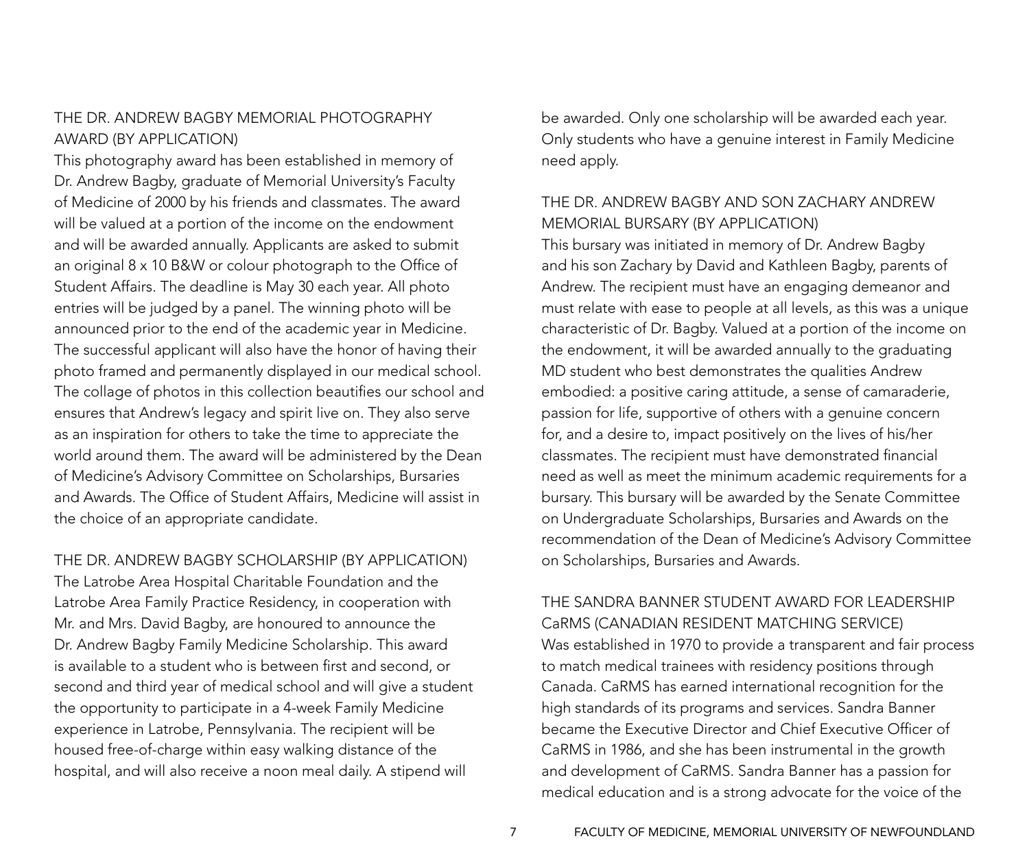### THE DR. ANDREW BAGBY MEMORIAL PHOTOGRAPHY AWARD (BY APPLICATION)

This photography award has been established in memory of Dr. Andrew Bagby, graduate of Memorial University's Faculty of Medicine of 2000 by his friends and classmates. The award will be valued at a portion of the income on the endowment and will be awarded annually. Applicants are asked to submit an original 8 x 10 B&W or colour photograph to the Office of Student Affairs. The deadline is May 30 each year. All photo entries will be judged by a panel. The winning photo will be announced prior to the end of the academic year in Medicine. The successful applicant will also have the honor of having their photo framed and permanently displayed in our medical school. The collage of photos in this collection beautifies our school and ensures that Andrew's legacy and spirit live on. They also serve as an inspiration for others to take the time to appreciate the world around them. The award will be administered by the Dean of Medicine's Advisory Committee on Scholarships, Bursaries and Awards. The Office of Student Affairs, Medicine will assist in the choice of an appropriate candidate.

### THE DR. ANDREW BAGBY SCHOLARSHIP (BY APPLICATION)

The Latrobe Area Hospital Charitable Foundation and the Latrobe Area Family Practice Residency, in cooperation with Mr. and Mrs. David Bagby, are honoured to announce the Dr. Andrew Bagby Family Medicine Scholarship. This award is available to a student who is between first and second, or second and third year of medical school and will give a student the opportunity to participate in a 4-week Family Medicine experience in Latrobe, Pennsylvania. The recipient will be housed free-of-charge within easy walking distance of the hospital, and will also receive a noon meal daily. A stipend will be awarded. Only one scholarship will be awarded each year. Only students who have a genuine interest in Family Medicine need apply.

### THE DR. ANDREW BAGBY AND SON ZACHARY ANDREW MEMORIAL BURSARY (BY APPLICATION)

This bursary was initiated in memory of Dr. Andrew Bagby and his son Zachary by David and Kathleen Bagby, parents of Andrew. The recipient must have an engaging demeanor and must relate with ease to people at all levels, as this was a unique characteristic of Dr. Bagby. Valued at a portion of the income on the endowment, it will be awarded annually to the graduating MD student who best demonstrates the qualities Andrew embodied: a positive caring attitude, a sense of camaraderie, passion for life, supportive of others with a genuine concern for, and a desire to, impact positively on the lives of his/her classmates. The recipient must have demonstrated financial need as well as meet the minimum academic requirements for a bursary. This bursary will be awarded by the Senate Committee on Undergraduate Scholarships, Bursaries and Awards on the recommendation of the Dean of Medicine's Advisory Committee on Scholarships, Bursaries and Awards.

### THE SANDRA BANNER STUDENT AWARD FOR LEADERSHIP

CaRMS (CANADIAN RESIDENT MATCHING SERVICE) Was established in 1970 to provide a transparent and fair process to match medical trainees with residency positions through Canada. CaRMS has earned international recognition for the high standards of its programs and services. Sandra Banner became the Executive Director and Chief Executive Officer of CaRMS in 1986, and she has been instrumental in the growth and development of CaRMS. Sandra Banner has a passion for medical education and is a strong advocate for the voice of the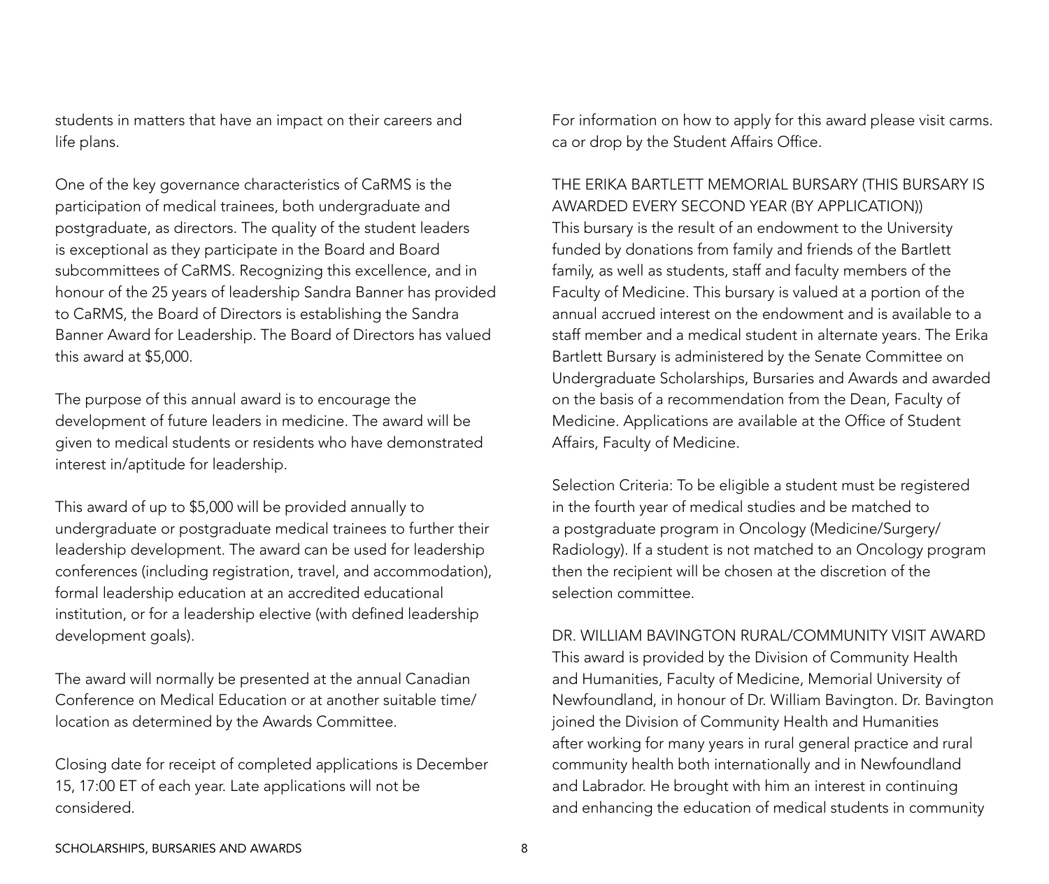students in matters that have an impact on their careers and life plans.

One of the key governance characteristics of CaRMS is the participation of medical trainees, both undergraduate and postgraduate, as directors. The quality of the student leaders is exceptional as they participate in the Board and Board subcommittees of CaRMS. Recognizing this excellence, and in honour of the 25 years of leadership Sandra Banner has provided to CaRMS, the Board of Directors is establishing the Sandra Banner Award for Leadership. The Board of Directors has valued this award at $5,000.

The purpose of this annual award is to encourage the development of future leaders in medicine. The award will be given to medical students or residents who have demonstrated interest in/aptitude for leadership.

This award of up to $5,000 will be provided annually to undergraduate or postgraduate medical trainees to further their leadership development. The award can be used for leadership conferences (including registration, travel, and accommodation), formal leadership education at an accredited educational institution, or for a leadership elective (with defined leadership development goals).

The award will normally be presented at the annual Canadian Conference on Medical Education or at another suitable time/location as determined by the Awards Committee.

Closing date for receipt of completed applications is December 15, 17:00 ET of each year. Late applications will not be considered.

For information on how to apply for this award please visit carms.ca or drop by the Student Affairs Office.

## THE ERIKA BARTLETT MEMORIAL BURSARY (THIS BURSARY IS AWARDED EVERY SECOND YEAR (BY APPLICATION))

This bursary is the result of an endowment to the University funded by donations from family and friends of the Bartlett family, as well as students, staff and faculty members of the Faculty of Medicine. This bursary is valued at a portion of the annual accrued interest on the endowment and is available to a staff member and a medical student in alternate years. The Erika Bartlett Bursary is administered by the Senate Committee on Undergraduate Scholarships, Bursaries and Awards and awarded on the basis of a recommendation from the Dean, Faculty of Medicine. Applications are available at the Office of Student Affairs, Faculty of Medicine.

Selection Criteria: To be eligible a student must be registered in the fourth year of medical studies and be matched to a postgraduate program in Oncology (Medicine/Surgery/Radiology). If a student is not matched to an Oncology program then the recipient will be chosen at the discretion of the selection committee.

## DR. WILLIAM BAVINGTON RURAL/COMMUNITY VISIT AWARD

This award is provided by the Division of Community Health and Humanities, Faculty of Medicine, Memorial University of Newfoundland, in honour of Dr. William Bavington. Dr. Bavington joined the Division of Community Health and Humanities after working for many years in rural general practice and rural community health both internationally and in Newfoundland and Labrador. He brought with him an interest in continuing and enhancing the education of medical students in community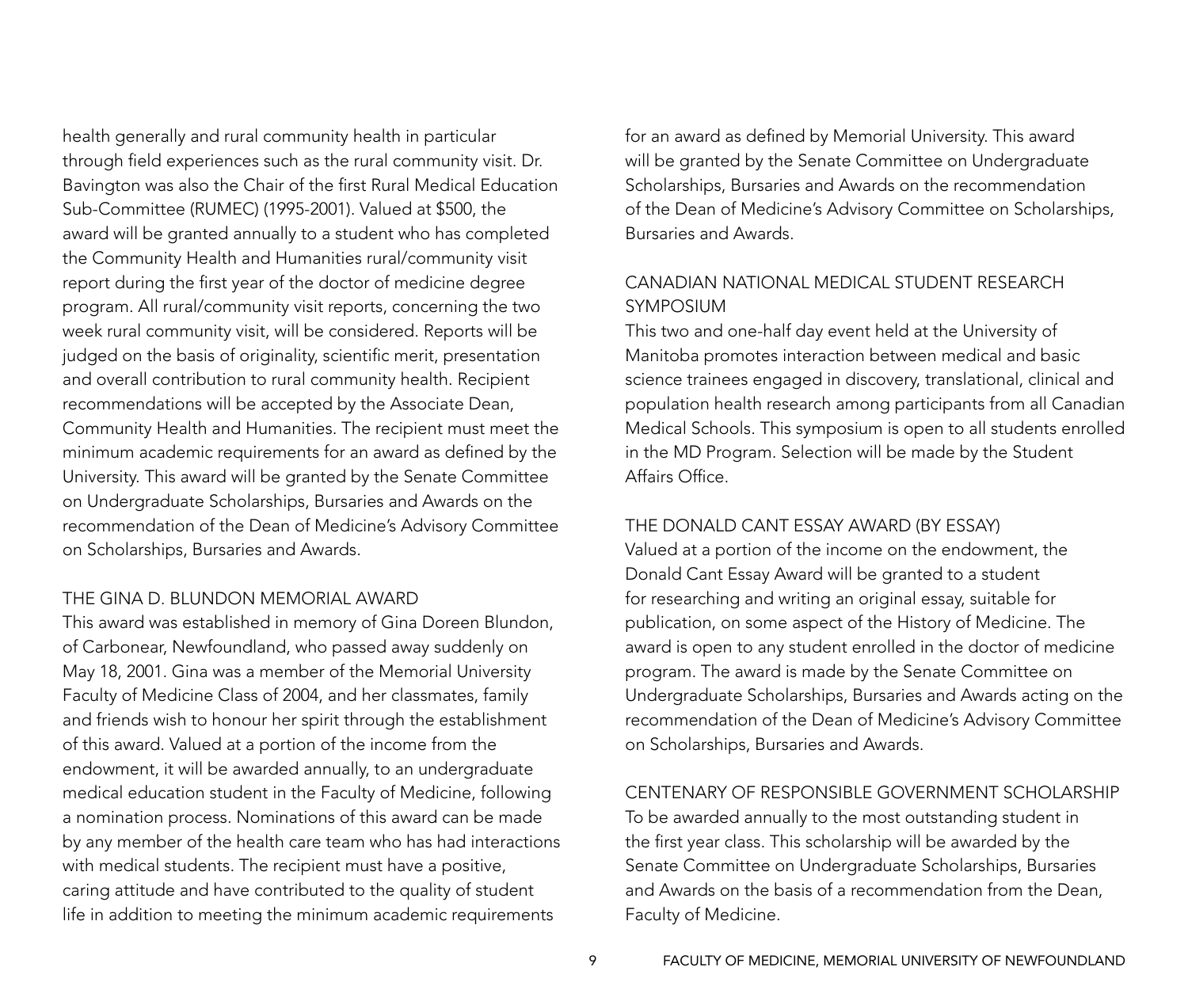health generally and rural community health in particular through field experiences such as the rural community visit. Dr. Bavington was also the Chair of the first Rural Medical Education Sub-Committee (RUMEC) (1995-2001). Valued at $500, the award will be granted annually to a student who has completed the Community Health and Humanities rural/community visit report during the first year of the doctor of medicine degree program. All rural/community visit reports, concerning the two week rural community visit, will be considered. Reports will be judged on the basis of originality, scientific merit, presentation and overall contribution to rural community health. Recipient recommendations will be accepted by the Associate Dean, Community Health and Humanities. The recipient must meet the minimum academic requirements for an award as defined by the University. This award will be granted by the Senate Committee on Undergraduate Scholarships, Bursaries and Awards on the recommendation of the Dean of Medicine's Advisory Committee on Scholarships, Bursaries and Awards.

### THE GINA D. BLUNDON MEMORIAL AWARD

This award was established in memory of Gina Doreen Blundon, of Carbonear, Newfoundland, who passed away suddenly on May 18, 2001. Gina was a member of the Memorial University Faculty of Medicine Class of 2004, and her classmates, family and friends wish to honour her spirit through the establishment of this award. Valued at a portion of the income from the endowment, it will be awarded annually, to an undergraduate medical education student in the Faculty of Medicine, following a nomination process. Nominations of this award can be made by any member of the health care team who has had interactions with medical students. The recipient must have a positive, caring attitude and have contributed to the quality of student life in addition to meeting the minimum academic requirements for an award as defined by Memorial University. This award will be granted by the Senate Committee on Undergraduate Scholarships, Bursaries and Awards on the recommendation of the Dean of Medicine's Advisory Committee on Scholarships, Bursaries and Awards.

### CANADIAN NATIONAL MEDICAL STUDENT RESEARCH SYMPOSIUM

This two and one-half day event held at the University of Manitoba promotes interaction between medical and basic science trainees engaged in discovery, translational, clinical and population health research among participants from all Canadian Medical Schools. This symposium is open to all students enrolled in the MD Program. Selection will be made by the Student Affairs Office.

### THE DONALD CANT ESSAY AWARD (BY ESSAY)

Valued at a portion of the income on the endowment, the Donald Cant Essay Award will be granted to a student for researching and writing an original essay, suitable for publication, on some aspect of the History of Medicine. The award is open to any student enrolled in the doctor of medicine program. The award is made by the Senate Committee on Undergraduate Scholarships, Bursaries and Awards acting on the recommendation of the Dean of Medicine's Advisory Committee on Scholarships, Bursaries and Awards.

### CENTENARY OF RESPONSIBLE GOVERNMENT SCHOLARSHIP

To be awarded annually to the most outstanding student in the first year class. This scholarship will be awarded by the Senate Committee on Undergraduate Scholarships, Bursaries and Awards on the basis of a recommendation from the Dean, Faculty of Medicine.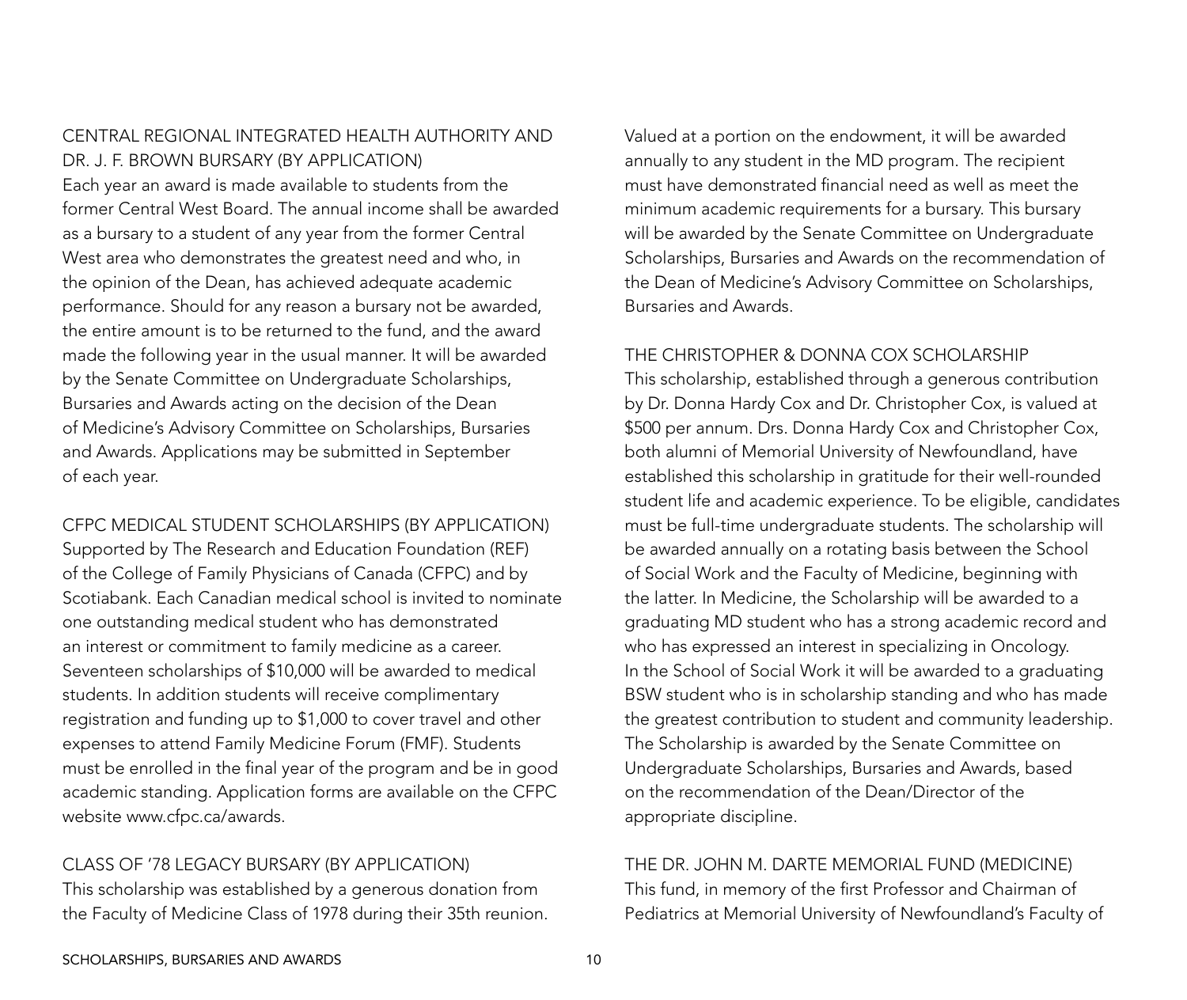### CENTRAL REGIONAL INTEGRATED HEALTH AUTHORITY AND DR. J. F. BROWN BURSARY (BY APPLICATION)

Each year an award is made available to students from the former Central West Board. The annual income shall be awarded as a bursary to a student of any year from the former Central West area who demonstrates the greatest need and who, in the opinion of the Dean, has achieved adequate academic performance. Should for any reason a bursary not be awarded, the entire amount is to be returned to the fund, and the award made the following year in the usual manner. It will be awarded by the Senate Committee on Undergraduate Scholarships, Bursaries and Awards acting on the decision of the Dean of Medicine's Advisory Committee on Scholarships, Bursaries and Awards. Applications may be submitted in September of each year.

### CFPC MEDICAL STUDENT SCHOLARSHIPS (BY APPLICATION)

Supported by The Research and Education Foundation (REF) of the College of Family Physicians of Canada (CFPC) and by Scotiabank. Each Canadian medical school is invited to nominate one outstanding medical student who has demonstrated an interest or commitment to family medicine as a career. Seventeen scholarships of $10,000 will be awarded to medical students. In addition students will receive complimentary registration and funding up to $1,000 to cover travel and other expenses to attend Family Medicine Forum (FMF). Students must be enrolled in the final year of the program and be in good academic standing. Application forms are available on the CFPC website www.cfpc.ca/awards.

### CLASS OF '78 LEGACY BURSARY (BY APPLICATION)

This scholarship was established by a generous donation from the Faculty of Medicine Class of 1978 during their 35th reunion. Valued at a portion on the endowment, it will be awarded annually to any student in the MD program. The recipient must have demonstrated financial need as well as meet the minimum academic requirements for a bursary. This bursary will be awarded by the Senate Committee on Undergraduate Scholarships, Bursaries and Awards on the recommendation of the Dean of Medicine's Advisory Committee on Scholarships, Bursaries and Awards.

### THE CHRISTOPHER & DONNA COX SCHOLARSHIP

This scholarship, established through a generous contribution by Dr. Donna Hardy Cox and Dr. Christopher Cox, is valued at $500 per annum. Drs. Donna Hardy Cox and Christopher Cox, both alumni of Memorial University of Newfoundland, have established this scholarship in gratitude for their well-rounded student life and academic experience. To be eligible, candidates must be full-time undergraduate students. The scholarship will be awarded annually on a rotating basis between the School of Social Work and the Faculty of Medicine, beginning with the latter. In Medicine, the Scholarship will be awarded to a graduating MD student who has a strong academic record and who has expressed an interest in specializing in Oncology. In the School of Social Work it will be awarded to a graduating BSW student who is in scholarship standing and who has made the greatest contribution to student and community leadership. The Scholarship is awarded by the Senate Committee on Undergraduate Scholarships, Bursaries and Awards, based on the recommendation of the Dean/Director of the appropriate discipline.

### THE DR. JOHN M. DARTE MEMORIAL FUND (MEDICINE)

This fund, in memory of the first Professor and Chairman of Pediatrics at Memorial University of Newfoundland's Faculty of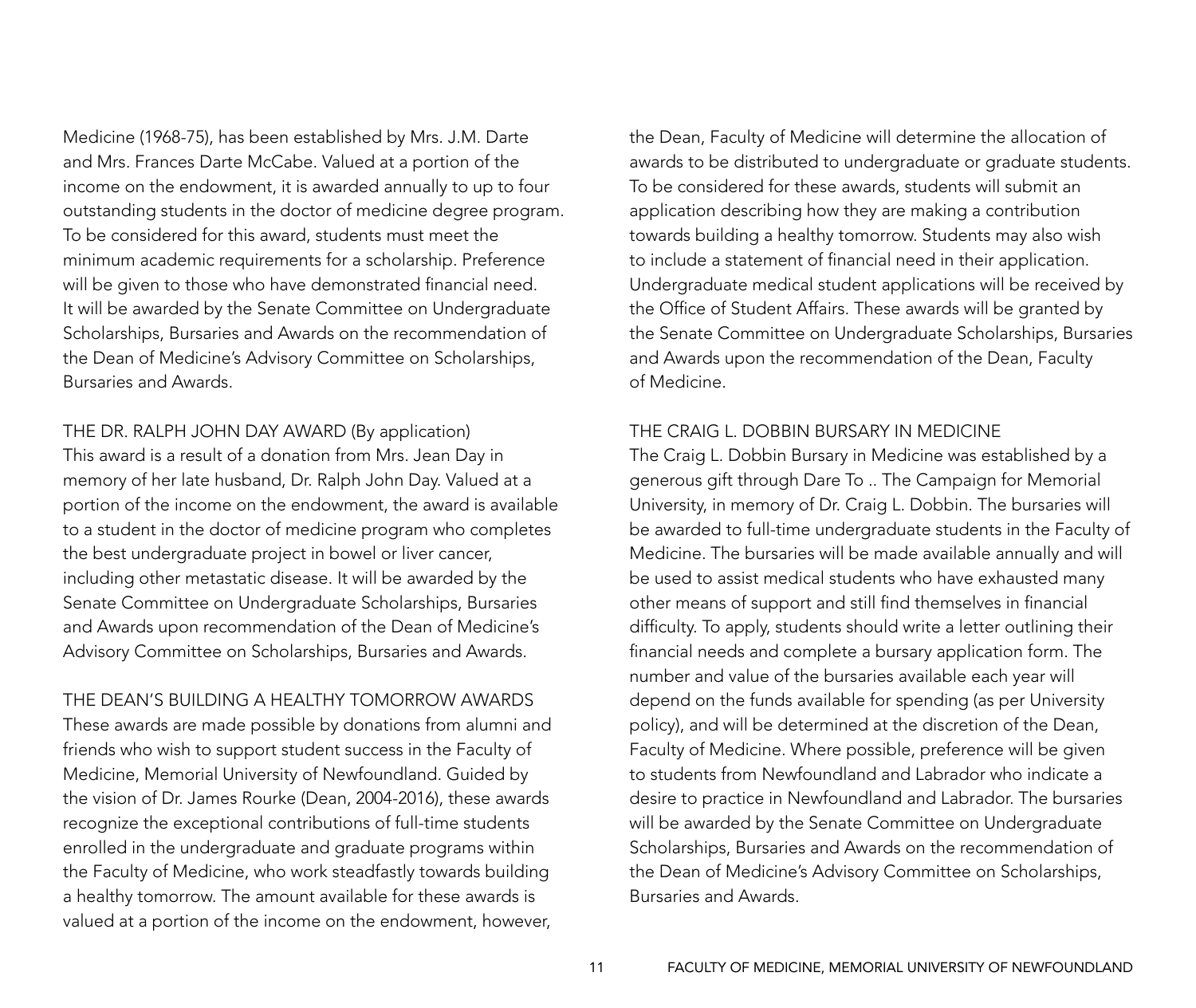Medicine (1968-75), has been established by Mrs. J.M. Darte and Mrs. Frances Darte McCabe. Valued at a portion of the income on the endowment, it is awarded annually to up to four outstanding students in the doctor of medicine degree program. To be considered for this award, students must meet the minimum academic requirements for a scholarship. Preference will be given to those who have demonstrated financial need. It will be awarded by the Senate Committee on Undergraduate Scholarships, Bursaries and Awards on the recommendation of the Dean of Medicine's Advisory Committee on Scholarships, Bursaries and Awards.

### THE DR. RALPH JOHN DAY AWARD (By application)

This award is a result of a donation from Mrs. Jean Day in memory of her late husband, Dr. Ralph John Day. Valued at a portion of the income on the endowment, the award is available to a student in the doctor of medicine program who completes the best undergraduate project in bowel or liver cancer, including other metastatic disease. It will be awarded by the Senate Committee on Undergraduate Scholarships, Bursaries and Awards upon recommendation of the Dean of Medicine's Advisory Committee on Scholarships, Bursaries and Awards.

### THE DEAN'S BUILDING A HEALTHY TOMORROW AWARDS

These awards are made possible by donations from alumni and friends who wish to support student success in the Faculty of Medicine, Memorial University of Newfoundland. Guided by the vision of Dr. James Rourke (Dean, 2004-2016), these awards recognize the exceptional contributions of full-time students enrolled in the undergraduate and graduate programs within the Faculty of Medicine, who work steadfastly towards building a healthy tomorrow. The amount available for these awards is valued at a portion of the income on the endowment, however, the Dean, Faculty of Medicine will determine the allocation of awards to be distributed to undergraduate or graduate students. To be considered for these awards, students will submit an application describing how they are making a contribution towards building a healthy tomorrow. Students may also wish to include a statement of financial need in their application. Undergraduate medical student applications will be received by the Office of Student Affairs. These awards will be granted by the Senate Committee on Undergraduate Scholarships, Bursaries and Awards upon the recommendation of the Dean, Faculty of Medicine.

### THE CRAIG L. DOBBIN BURSARY IN MEDICINE

The Craig L. Dobbin Bursary in Medicine was established by a generous gift through Dare To .. The Campaign for Memorial University, in memory of Dr. Craig L. Dobbin. The bursaries will be awarded to full-time undergraduate students in the Faculty of Medicine. The bursaries will be made available annually and will be used to assist medical students who have exhausted many other means of support and still find themselves in financial difficulty. To apply, students should write a letter outlining their financial needs and complete a bursary application form. The number and value of the bursaries available each year will depend on the funds available for spending (as per University policy), and will be determined at the discretion of the Dean, Faculty of Medicine. Where possible, preference will be given to students from Newfoundland and Labrador who indicate a desire to practice in Newfoundland and Labrador. The bursaries will be awarded by the Senate Committee on Undergraduate Scholarships, Bursaries and Awards on the recommendation of the Dean of Medicine's Advisory Committee on Scholarships, Bursaries and Awards.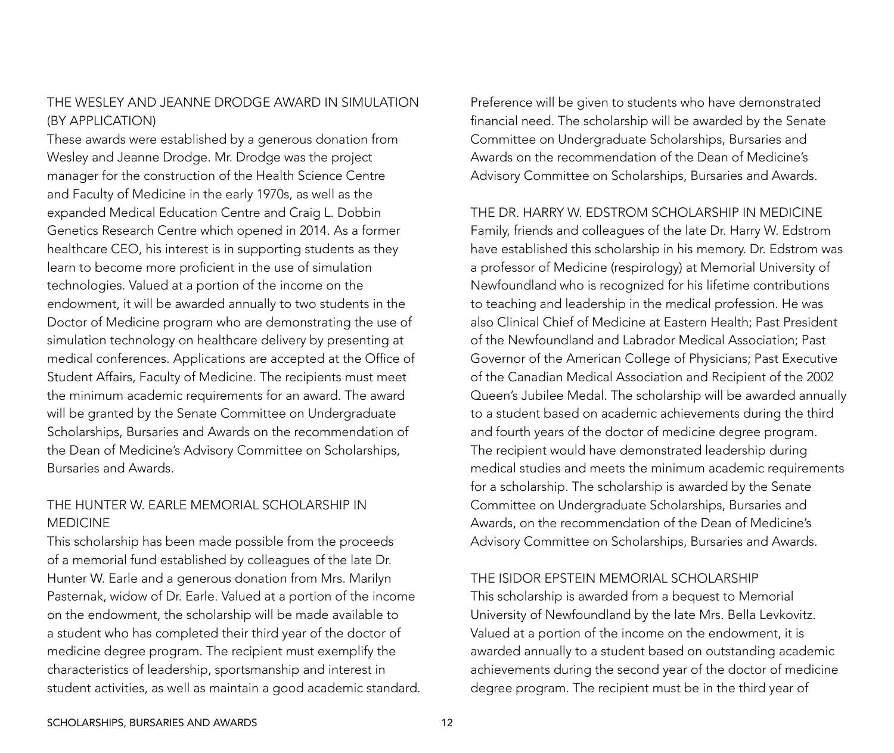### THE WESLEY AND JEANNE DRODGE AWARD IN SIMULATION (BY APPLICATION)

These awards were established by a generous donation from Wesley and Jeanne Drodge. Mr. Drodge was the project manager for the construction of the Health Science Centre and Faculty of Medicine in the early 1970s, as well as the expanded Medical Education Centre and Craig L. Dobbin Genetics Research Centre which opened in 2014. As a former healthcare CEO, his interest is in supporting students as they learn to become more proficient in the use of simulation technologies. Valued at a portion of the income on the endowment, it will be awarded annually to two students in the Doctor of Medicine program who are demonstrating the use of simulation technology on healthcare delivery by presenting at medical conferences. Applications are accepted at the Office of Student Affairs, Faculty of Medicine. The recipients must meet the minimum academic requirements for an award. The award will be granted by the Senate Committee on Undergraduate Scholarships, Bursaries and Awards on the recommendation of the Dean of Medicine's Advisory Committee on Scholarships, Bursaries and Awards.

### THE HUNTER W. EARLE MEMORIAL SCHOLARSHIP IN MEDICINE

This scholarship has been made possible from the proceeds of a memorial fund established by colleagues of the late Dr. Hunter W. Earle and a generous donation from Mrs. Marilyn Pasternak, widow of Dr. Earle. Valued at a portion of the income on the endowment, the scholarship will be made available to a student who has completed their third year of the doctor of medicine degree program. The recipient must exemplify the characteristics of leadership, sportsmanship and interest in student activities, as well as maintain a good academic standard. Preference will be given to students who have demonstrated financial need. The scholarship will be awarded by the Senate Committee on Undergraduate Scholarships, Bursaries and Awards on the recommendation of the Dean of Medicine's Advisory Committee on Scholarships, Bursaries and Awards.

### THE DR. HARRY W. EDSTROM SCHOLARSHIP IN MEDICINE

Family, friends and colleagues of the late Dr. Harry W. Edstrom have established this scholarship in his memory. Dr. Edstrom was a professor of Medicine (respirology) at Memorial University of Newfoundland who is recognized for his lifetime contributions to teaching and leadership in the medical profession. He was also Clinical Chief of Medicine at Eastern Health; Past President of the Newfoundland and Labrador Medical Association; Past Governor of the American College of Physicians; Past Executive of the Canadian Medical Association and Recipient of the 2002 Queen's Jubilee Medal. The scholarship will be awarded annually to a student based on academic achievements during the third and fourth years of the doctor of medicine degree program. The recipient would have demonstrated leadership during medical studies and meets the minimum academic requirements for a scholarship. The scholarship is awarded by the Senate Committee on Undergraduate Scholarships, Bursaries and Awards, on the recommendation of the Dean of Medicine's Advisory Committee on Scholarships, Bursaries and Awards.

### THE ISIDOR EPSTEIN MEMORIAL SCHOLARSHIP

This scholarship is awarded from a bequest to Memorial University of Newfoundland by the late Mrs. Bella Levkovitz. Valued at a portion of the income on the endowment, it is awarded annually to a student based on outstanding academic achievements during the second year of the doctor of medicine degree program. The recipient must be in the third year of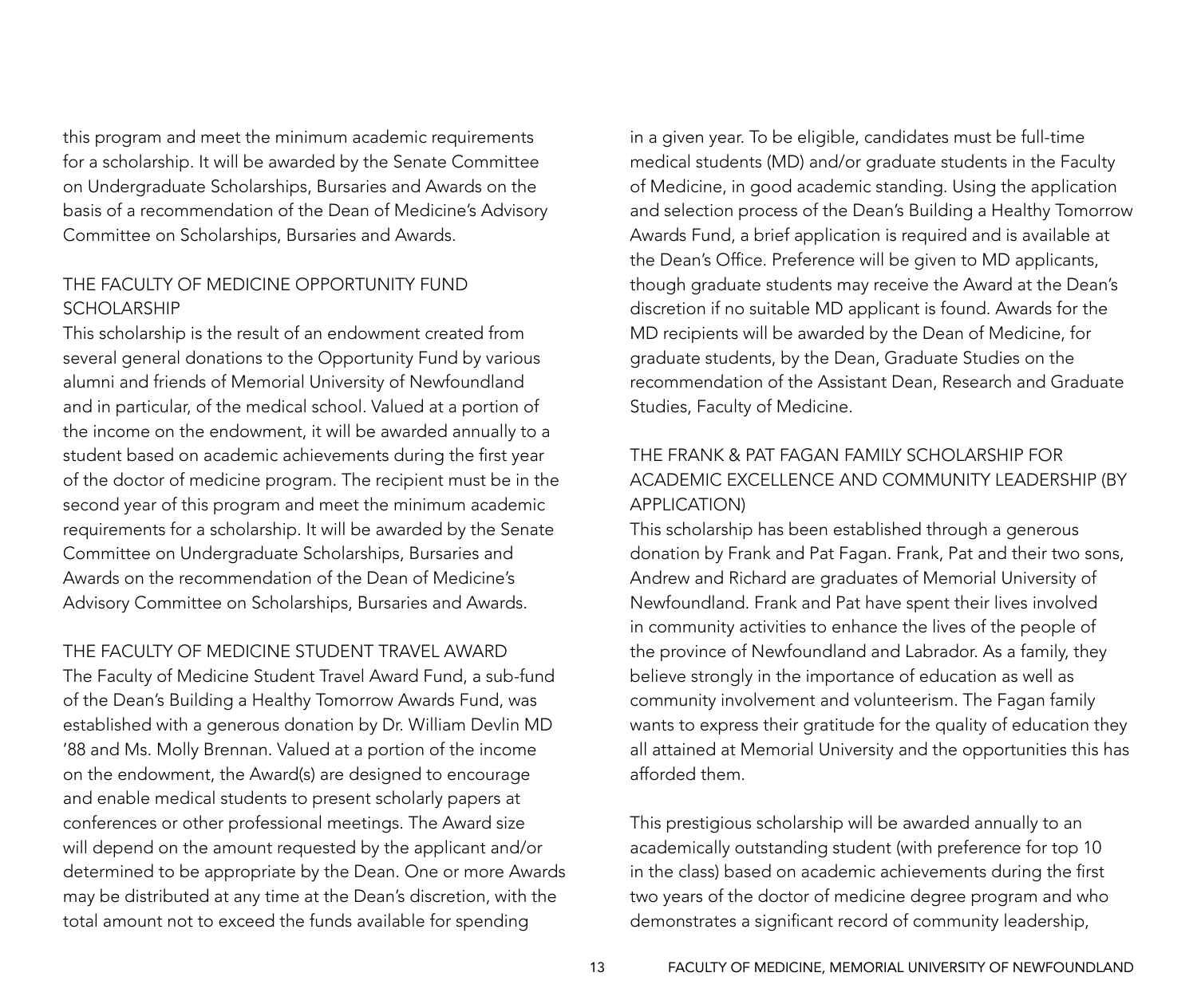this program and meet the minimum academic requirements for a scholarship. It will be awarded by the Senate Committee on Undergraduate Scholarships, Bursaries and Awards on the basis of a recommendation of the Dean of Medicine's Advisory Committee on Scholarships, Bursaries and Awards.

### THE FACULTY OF MEDICINE OPPORTUNITY FUND SCHOLARSHIP

This scholarship is the result of an endowment created from several general donations to the Opportunity Fund by various alumni and friends of Memorial University of Newfoundland and in particular, of the medical school. Valued at a portion of the income on the endowment, it will be awarded annually to a student based on academic achievements during the first year of the doctor of medicine program. The recipient must be in the second year of this program and meet the minimum academic requirements for a scholarship. It will be awarded by the Senate Committee on Undergraduate Scholarships, Bursaries and Awards on the recommendation of the Dean of Medicine's Advisory Committee on Scholarships, Bursaries and Awards.

### THE FACULTY OF MEDICINE STUDENT TRAVEL AWARD

The Faculty of Medicine Student Travel Award Fund, a sub-fund of the Dean's Building a Healthy Tomorrow Awards Fund, was established with a generous donation by Dr. William Devlin MD '88 and Ms. Molly Brennan. Valued at a portion of the income on the endowment, the Award(s) are designed to encourage and enable medical students to present scholarly papers at conferences or other professional meetings. The Award size will depend on the amount requested by the applicant and/or determined to be appropriate by the Dean. One or more Awards may be distributed at any time at the Dean's discretion, with the total amount not to exceed the funds available for spending in a given year. To be eligible, candidates must be full-time medical students (MD) and/or graduate students in the Faculty of Medicine, in good academic standing. Using the application and selection process of the Dean's Building a Healthy Tomorrow Awards Fund, a brief application is required and is available at the Dean's Office. Preference will be given to MD applicants, though graduate students may receive the Award at the Dean's discretion if no suitable MD applicant is found. Awards for the MD recipients will be awarded by the Dean of Medicine, for graduate students, by the Dean, Graduate Studies on the recommendation of the Assistant Dean, Research and Graduate Studies, Faculty of Medicine.

### THE FRANK & PAT FAGAN FAMILY SCHOLARSHIP FOR ACADEMIC EXCELLENCE AND COMMUNITY LEADERSHIP (BY APPLICATION)

This scholarship has been established through a generous donation by Frank and Pat Fagan. Frank, Pat and their two sons, Andrew and Richard are graduates of Memorial University of Newfoundland. Frank and Pat have spent their lives involved in community activities to enhance the lives of the people of the province of Newfoundland and Labrador. As a family, they believe strongly in the importance of education as well as community involvement and volunteerism. The Fagan family wants to express their gratitude for the quality of education they all attained at Memorial University and the opportunities this has afforded them.

This prestigious scholarship will be awarded annually to an academically outstanding student (with preference for top 10 in the class) based on academic achievements during the first two years of the doctor of medicine degree program and who demonstrates a significant record of community leadership,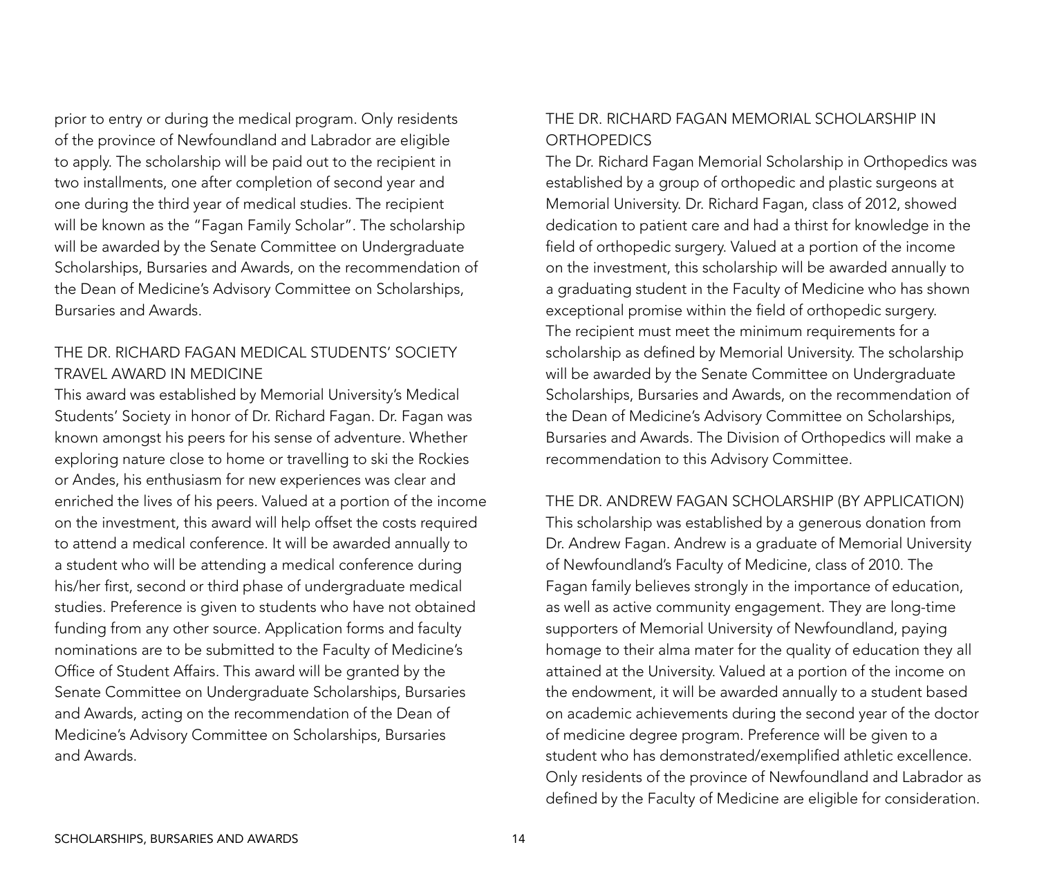prior to entry or during the medical program. Only residents of the province of Newfoundland and Labrador are eligible to apply. The scholarship will be paid out to the recipient in two installments, one after completion of second year and one during the third year of medical studies. The recipient will be known as the "Fagan Family Scholar". The scholarship will be awarded by the Senate Committee on Undergraduate Scholarships, Bursaries and Awards, on the recommendation of the Dean of Medicine's Advisory Committee on Scholarships, Bursaries and Awards.

### THE DR. RICHARD FAGAN MEDICAL STUDENTS' SOCIETY TRAVEL AWARD IN MEDICINE

This award was established by Memorial University's Medical Students' Society in honor of Dr. Richard Fagan. Dr. Fagan was known amongst his peers for his sense of adventure. Whether exploring nature close to home or travelling to ski the Rockies or Andes, his enthusiasm for new experiences was clear and enriched the lives of his peers. Valued at a portion of the income on the investment, this award will help offset the costs required to attend a medical conference. It will be awarded annually to a student who will be attending a medical conference during his/her first, second or third phase of undergraduate medical studies. Preference is given to students who have not obtained funding from any other source. Application forms and faculty nominations are to be submitted to the Faculty of Medicine's Office of Student Affairs. This award will be granted by the Senate Committee on Undergraduate Scholarships, Bursaries and Awards, acting on the recommendation of the Dean of Medicine's Advisory Committee on Scholarships, Bursaries and Awards.

### THE DR. RICHARD FAGAN MEMORIAL SCHOLARSHIP IN ORTHOPEDICS

The Dr. Richard Fagan Memorial Scholarship in Orthopedics was established by a group of orthopedic and plastic surgeons at Memorial University. Dr. Richard Fagan, class of 2012, showed dedication to patient care and had a thirst for knowledge in the field of orthopedic surgery. Valued at a portion of the income on the investment, this scholarship will be awarded annually to a graduating student in the Faculty of Medicine who has shown exceptional promise within the field of orthopedic surgery. The recipient must meet the minimum requirements for a scholarship as defined by Memorial University. The scholarship will be awarded by the Senate Committee on Undergraduate Scholarships, Bursaries and Awards, on the recommendation of the Dean of Medicine's Advisory Committee on Scholarships, Bursaries and Awards. The Division of Orthopedics will make a recommendation to this Advisory Committee.

### THE DR. ANDREW FAGAN SCHOLARSHIP (BY APPLICATION)

This scholarship was established by a generous donation from Dr. Andrew Fagan. Andrew is a graduate of Memorial University of Newfoundland's Faculty of Medicine, class of 2010. The Fagan family believes strongly in the importance of education, as well as active community engagement. They are long-time supporters of Memorial University of Newfoundland, paying homage to their alma mater for the quality of education they all attained at the University. Valued at a portion of the income on the endowment, it will be awarded annually to a student based on academic achievements during the second year of the doctor of medicine degree program. Preference will be given to a student who has demonstrated/exemplified athletic excellence. Only residents of the province of Newfoundland and Labrador as defined by the Faculty of Medicine are eligible for consideration.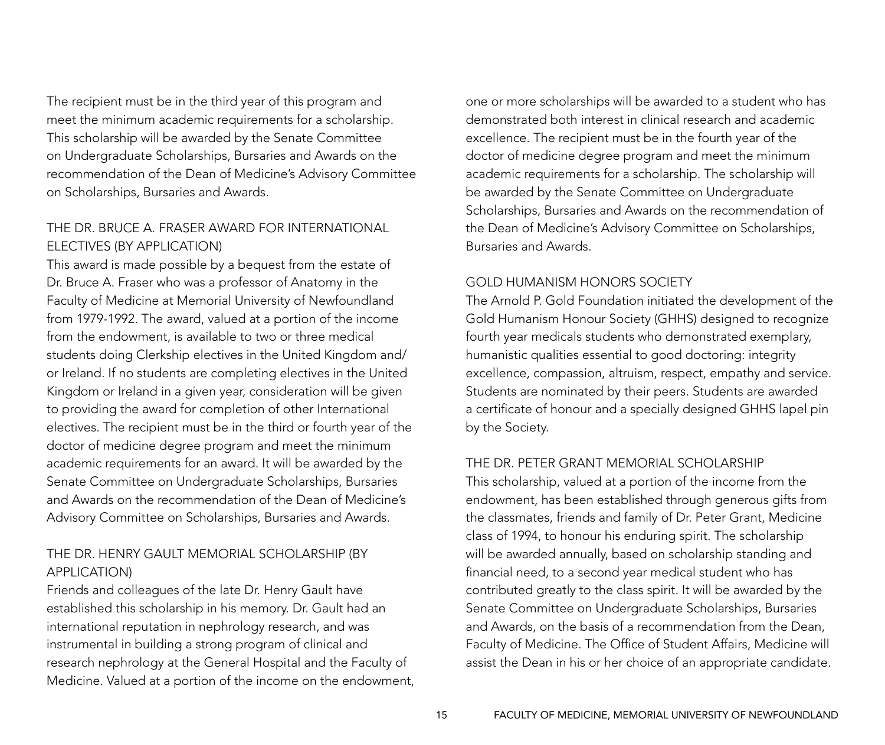The recipient must be in the third year of this program and meet the minimum academic requirements for a scholarship. This scholarship will be awarded by the Senate Committee on Undergraduate Scholarships, Bursaries and Awards on the recommendation of the Dean of Medicine's Advisory Committee on Scholarships, Bursaries and Awards.

### THE DR. BRUCE A. FRASER AWARD FOR INTERNATIONAL ELECTIVES (BY APPLICATION)

This award is made possible by a bequest from the estate of Dr. Bruce A. Fraser who was a professor of Anatomy in the Faculty of Medicine at Memorial University of Newfoundland from 1979-1992. The award, valued at a portion of the income from the endowment, is available to two or three medical students doing Clerkship electives in the United Kingdom and/or Ireland. If no students are completing electives in the United Kingdom or Ireland in a given year, consideration will be given to providing the award for completion of other International electives. The recipient must be in the third or fourth year of the doctor of medicine degree program and meet the minimum academic requirements for an award. It will be awarded by the Senate Committee on Undergraduate Scholarships, Bursaries and Awards on the recommendation of the Dean of Medicine's Advisory Committee on Scholarships, Bursaries and Awards.

### THE DR. HENRY GAULT MEMORIAL SCHOLARSHIP (BY APPLICATION)

Friends and colleagues of the late Dr. Henry Gault have established this scholarship in his memory. Dr. Gault had an international reputation in nephrology research, and was instrumental in building a strong program of clinical and research nephrology at the General Hospital and the Faculty of Medicine. Valued at a portion of the income on the endowment, one or more scholarships will be awarded to a student who has demonstrated both interest in clinical research and academic excellence. The recipient must be in the fourth year of the doctor of medicine degree program and meet the minimum academic requirements for a scholarship. The scholarship will be awarded by the Senate Committee on Undergraduate Scholarships, Bursaries and Awards on the recommendation of the Dean of Medicine's Advisory Committee on Scholarships, Bursaries and Awards.

### GOLD HUMANISM HONORS SOCIETY

The Arnold P. Gold Foundation initiated the development of the Gold Humanism Honour Society (GHHS) designed to recognize fourth year medicals students who demonstrated exemplary, humanistic qualities essential to good doctoring: integrity excellence, compassion, altruism, respect, empathy and service. Students are nominated by their peers. Students are awarded a certificate of honour and a specially designed GHHS lapel pin by the Society.

### THE DR. PETER GRANT MEMORIAL SCHOLARSHIP

This scholarship, valued at a portion of the income from the endowment, has been established through generous gifts from the classmates, friends and family of Dr. Peter Grant, Medicine class of 1994, to honour his enduring spirit. The scholarship will be awarded annually, based on scholarship standing and financial need, to a second year medical student who has contributed greatly to the class spirit. It will be awarded by the Senate Committee on Undergraduate Scholarships, Bursaries and Awards, on the basis of a recommendation from the Dean, Faculty of Medicine. The Office of Student Affairs, Medicine will assist the Dean in his or her choice of an appropriate candidate.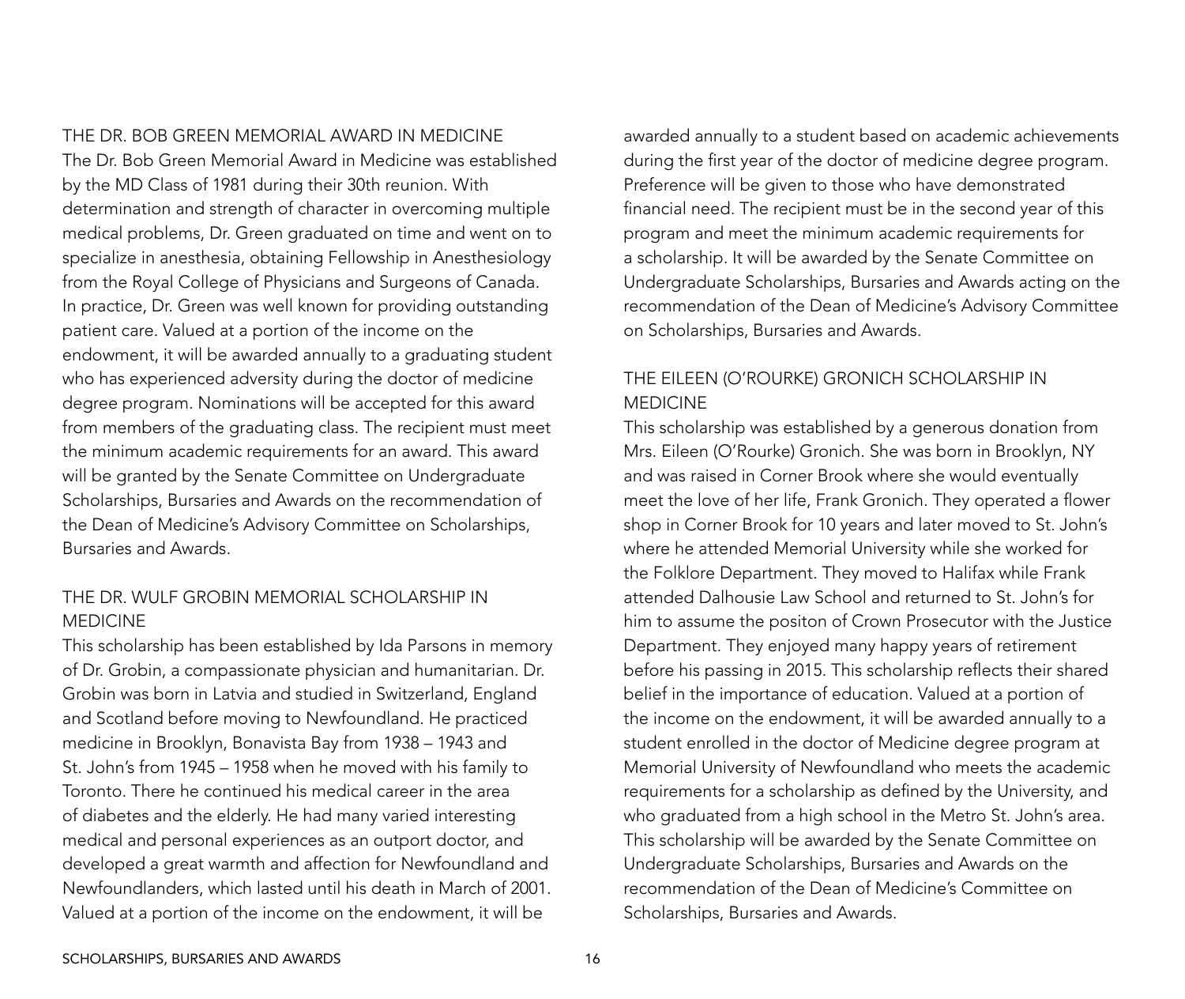## THE DR. BOB GREEN MEMORIAL AWARD IN MEDICINE

The Dr. Bob Green Memorial Award in Medicine was established by the MD Class of 1981 during their 30th reunion. With determination and strength of character in overcoming multiple medical problems, Dr. Green graduated on time and went on to specialize in anesthesia, obtaining Fellowship in Anesthesiology from the Royal College of Physicians and Surgeons of Canada. In practice, Dr. Green was well known for providing outstanding patient care. Valued at a portion of the income on the endowment, it will be awarded annually to a graduating student who has experienced adversity during the doctor of medicine degree program. Nominations will be accepted for this award from members of the graduating class. The recipient must meet the minimum academic requirements for an award. This award will be granted by the Senate Committee on Undergraduate Scholarships, Bursaries and Awards on the recommendation of the Dean of Medicine's Advisory Committee on Scholarships, Bursaries and Awards.

## THE DR. WULF GROBIN MEMORIAL SCHOLARSHIP IN MEDICINE

This scholarship has been established by Ida Parsons in memory of Dr. Grobin, a compassionate physician and humanitarian. Dr. Grobin was born in Latvia and studied in Switzerland, England and Scotland before moving to Newfoundland. He practiced medicine in Brooklyn, Bonavista Bay from 1938 – 1943 and St. John's from 1945 – 1958 when he moved with his family to Toronto. There he continued his medical career in the area of diabetes and the elderly. He had many varied interesting medical and personal experiences as an outport doctor, and developed a great warmth and affection for Newfoundland and Newfoundlanders, which lasted until his death in March of 2001. Valued at a portion of the income on the endowment, it will be awarded annually to a student based on academic achievements during the first year of the doctor of medicine degree program. Preference will be given to those who have demonstrated financial need. The recipient must be in the second year of this program and meet the minimum academic requirements for a scholarship. It will be awarded by the Senate Committee on Undergraduate Scholarships, Bursaries and Awards acting on the recommendation of the Dean of Medicine's Advisory Committee on Scholarships, Bursaries and Awards.

## THE EILEEN (O'ROURKE) GRONICH SCHOLARSHIP IN MEDICINE

This scholarship was established by a generous donation from Mrs. Eileen (O'Rourke) Gronich. She was born in Brooklyn, NY and was raised in Corner Brook where she would eventually meet the love of her life, Frank Gronich. They operated a flower shop in Corner Brook for 10 years and later moved to St. John's where he attended Memorial University while she worked for the Folklore Department. They moved to Halifax while Frank attended Dalhousie Law School and returned to St. John's for him to assume the positon of Crown Prosecutor with the Justice Department. They enjoyed many happy years of retirement before his passing in 2015. This scholarship reflects their shared belief in the importance of education. Valued at a portion of the income on the endowment, it will be awarded annually to a student enrolled in the doctor of Medicine degree program at Memorial University of Newfoundland who meets the academic requirements for a scholarship as defined by the University, and who graduated from a high school in the Metro St. John's area. This scholarship will be awarded by the Senate Committee on Undergraduate Scholarships, Bursaries and Awards on the recommendation of the Dean of Medicine's Committee on Scholarships, Bursaries and Awards.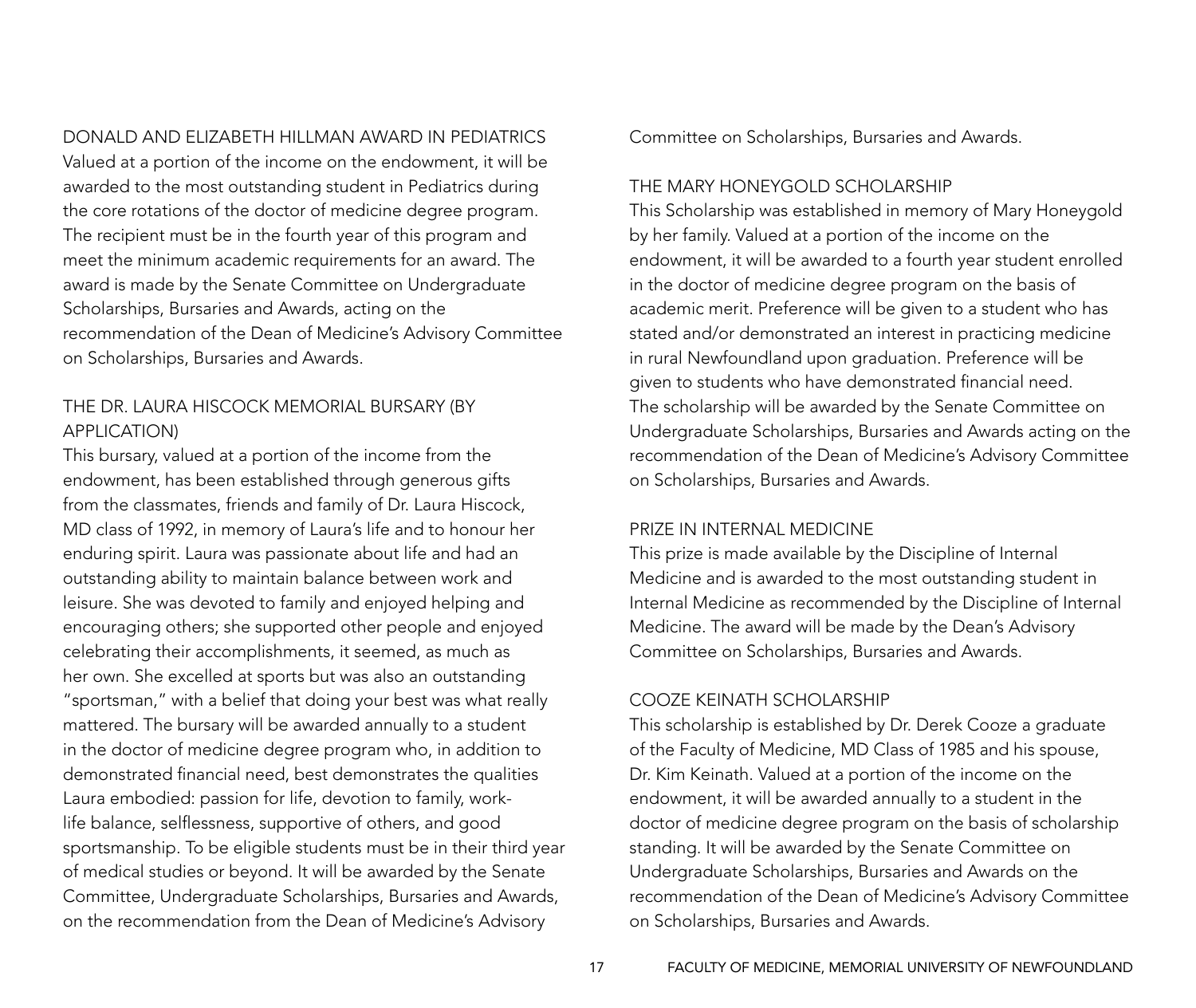### DONALD AND ELIZABETH HILLMAN AWARD IN PEDIATRICS

Valued at a portion of the income on the endowment, it will be awarded to the most outstanding student in Pediatrics during the core rotations of the doctor of medicine degree program. The recipient must be in the fourth year of this program and meet the minimum academic requirements for an award. The award is made by the Senate Committee on Undergraduate Scholarships, Bursaries and Awards, acting on the recommendation of the Dean of Medicine's Advisory Committee on Scholarships, Bursaries and Awards.

### THE DR. LAURA HISCOCK MEMORIAL BURSARY (BY APPLICATION)

This bursary, valued at a portion of the income from the endowment, has been established through generous gifts from the classmates, friends and family of Dr. Laura Hiscock, MD class of 1992, in memory of Laura's life and to honour her enduring spirit. Laura was passionate about life and had an outstanding ability to maintain balance between work and leisure. She was devoted to family and enjoyed helping and encouraging others; she supported other people and enjoyed celebrating their accomplishments, it seemed, as much as her own. She excelled at sports but was also an outstanding "sportsman," with a belief that doing your best was what really mattered. The bursary will be awarded annually to a student in the doctor of medicine degree program who, in addition to demonstrated financial need, best demonstrates the qualities Laura embodied: passion for life, devotion to family, work-life balance, selflessness, supportive of others, and good sportsmanship. To be eligible students must be in their third year of medical studies or beyond. It will be awarded by the Senate Committee, Undergraduate Scholarships, Bursaries and Awards, on the recommendation from the Dean of Medicine's Advisory Committee on Scholarships, Bursaries and Awards.

### THE MARY HONEYGOLD SCHOLARSHIP

This Scholarship was established in memory of Mary Honeygold by her family. Valued at a portion of the income on the endowment, it will be awarded to a fourth year student enrolled in the doctor of medicine degree program on the basis of academic merit. Preference will be given to a student who has stated and/or demonstrated an interest in practicing medicine in rural Newfoundland upon graduation. Preference will be given to students who have demonstrated financial need. The scholarship will be awarded by the Senate Committee on Undergraduate Scholarships, Bursaries and Awards acting on the recommendation of the Dean of Medicine's Advisory Committee on Scholarships, Bursaries and Awards.

### PRIZE IN INTERNAL MEDICINE

This prize is made available by the Discipline of Internal Medicine and is awarded to the most outstanding student in Internal Medicine as recommended by the Discipline of Internal Medicine. The award will be made by the Dean's Advisory Committee on Scholarships, Bursaries and Awards.

### COOZE KEINATH SCHOLARSHIP

This scholarship is established by Dr. Derek Cooze a graduate of the Faculty of Medicine, MD Class of 1985 and his spouse, Dr. Kim Keinath. Valued at a portion of the income on the endowment, it will be awarded annually to a student in the doctor of medicine degree program on the basis of scholarship standing. It will be awarded by the Senate Committee on Undergraduate Scholarships, Bursaries and Awards on the recommendation of the Dean of Medicine's Advisory Committee on Scholarships, Bursaries and Awards.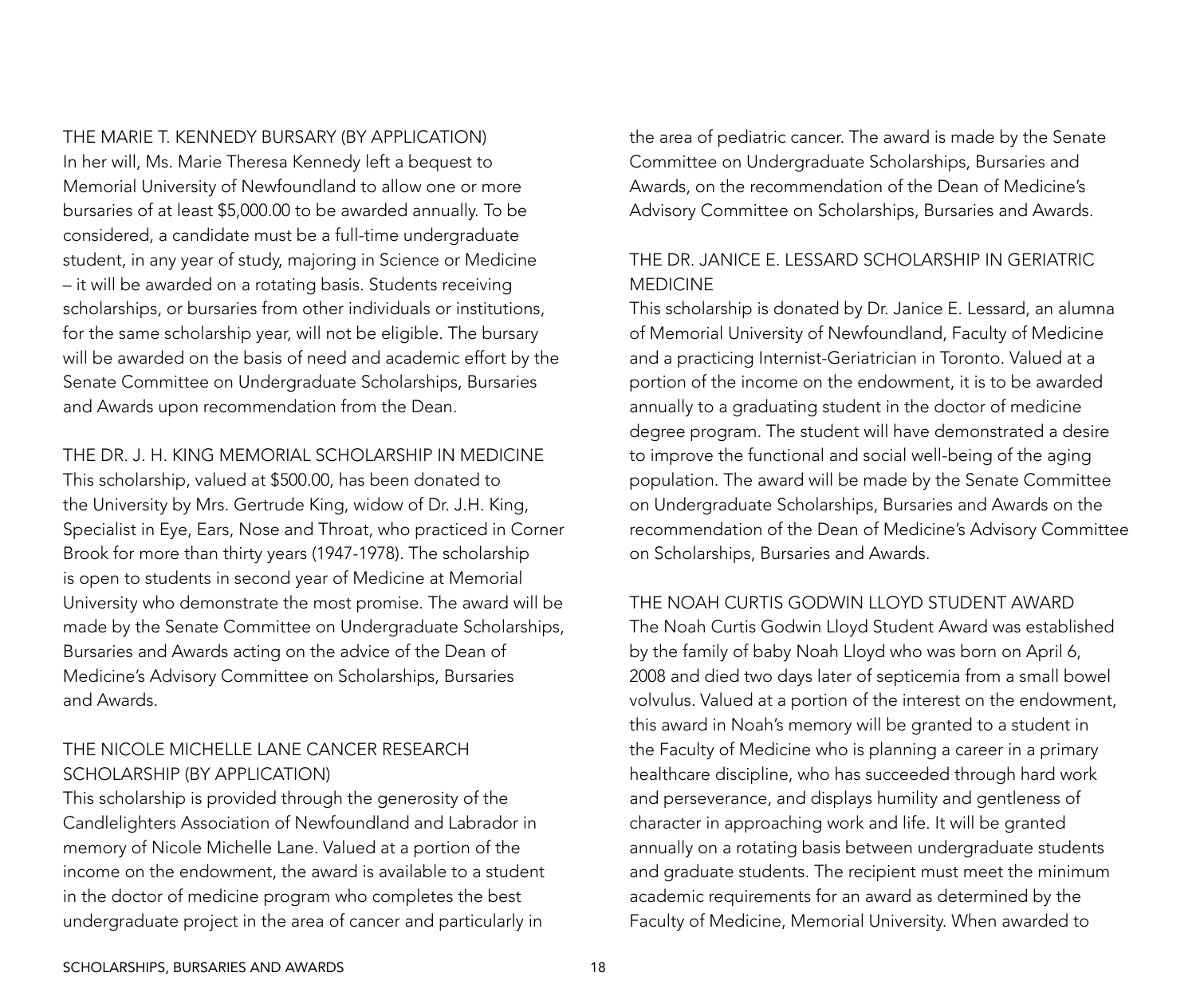### THE MARIE T. KENNEDY BURSARY (BY APPLICATION)

In her will, Ms. Marie Theresa Kennedy left a bequest to Memorial University of Newfoundland to allow one or more bursaries of at least $5,000.00 to be awarded annually. To be considered, a candidate must be a full-time undergraduate student, in any year of study, majoring in Science or Medicine – it will be awarded on a rotating basis. Students receiving scholarships, or bursaries from other individuals or institutions, for the same scholarship year, will not be eligible. The bursary will be awarded on the basis of need and academic effort by the Senate Committee on Undergraduate Scholarships, Bursaries and Awards upon recommendation from the Dean.

### THE DR. J. H. KING MEMORIAL SCHOLARSHIP IN MEDICINE

This scholarship, valued at $500.00, has been donated to the University by Mrs. Gertrude King, widow of Dr. J.H. King, Specialist in Eye, Ears, Nose and Throat, who practiced in Corner Brook for more than thirty years (1947-1978). The scholarship is open to students in second year of Medicine at Memorial University who demonstrate the most promise. The award will be made by the Senate Committee on Undergraduate Scholarships, Bursaries and Awards acting on the advice of the Dean of Medicine's Advisory Committee on Scholarships, Bursaries and Awards.

### THE NICOLE MICHELLE LANE CANCER RESEARCH SCHOLARSHIP (BY APPLICATION)

This scholarship is provided through the generosity of the Candlelighters Association of Newfoundland and Labrador in memory of Nicole Michelle Lane. Valued at a portion of the income on the endowment, the award is available to a student in the doctor of medicine program who completes the best undergraduate project in the area of cancer and particularly in the area of pediatric cancer. The award is made by the Senate Committee on Undergraduate Scholarships, Bursaries and Awards, on the recommendation of the Dean of Medicine's Advisory Committee on Scholarships, Bursaries and Awards.

### THE DR. JANICE E. LESSARD SCHOLARSHIP IN GERIATRIC MEDICINE

This scholarship is donated by Dr. Janice E. Lessard, an alumna of Memorial University of Newfoundland, Faculty of Medicine and a practicing Internist-Geriatrician in Toronto. Valued at a portion of the income on the endowment, it is to be awarded annually to a graduating student in the doctor of medicine degree program. The student will have demonstrated a desire to improve the functional and social well-being of the aging population. The award will be made by the Senate Committee on Undergraduate Scholarships, Bursaries and Awards on the recommendation of the Dean of Medicine's Advisory Committee on Scholarships, Bursaries and Awards.

### THE NOAH CURTIS GODWIN LLOYD STUDENT AWARD

The Noah Curtis Godwin Lloyd Student Award was established by the family of baby Noah Lloyd who was born on April 6, 2008 and died two days later of septicemia from a small bowel volvulus. Valued at a portion of the interest on the endowment, this award in Noah's memory will be granted to a student in the Faculty of Medicine who is planning a career in a primary healthcare discipline, who has succeeded through hard work and perseverance, and displays humility and gentleness of character in approaching work and life. It will be granted annually on a rotating basis between undergraduate students and graduate students. The recipient must meet the minimum academic requirements for an award as determined by the Faculty of Medicine, Memorial University. When awarded to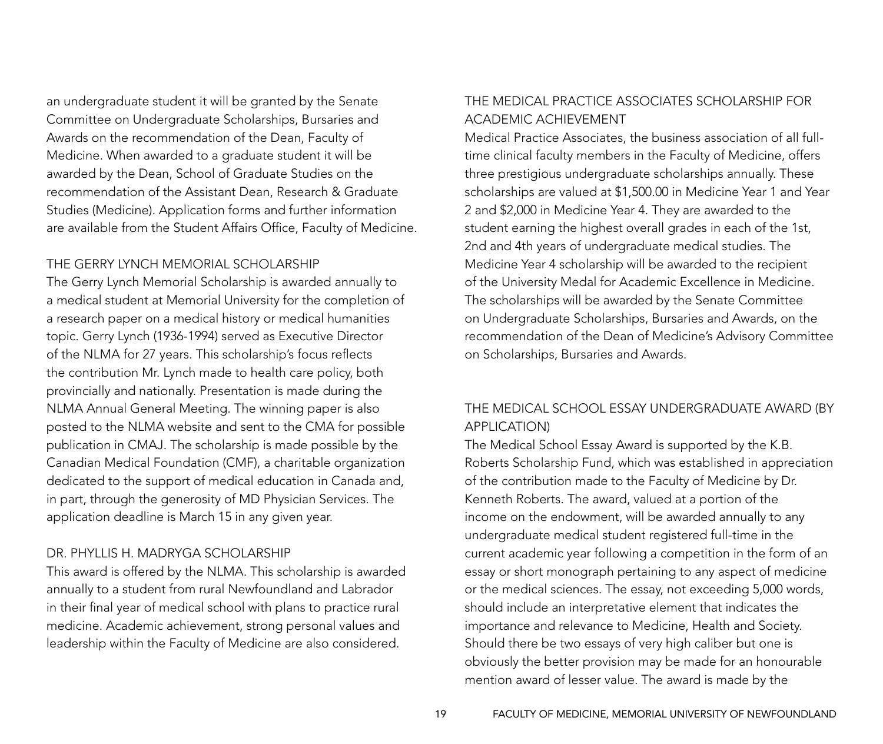an undergraduate student it will be granted by the Senate Committee on Undergraduate Scholarships, Bursaries and Awards on the recommendation of the Dean, Faculty of Medicine. When awarded to a graduate student it will be awarded by the Dean, School of Graduate Studies on the recommendation of the Assistant Dean, Research & Graduate Studies (Medicine). Application forms and further information are available from the Student Affairs Office, Faculty of Medicine.

## THE GERRY LYNCH MEMORIAL SCHOLARSHIP

The Gerry Lynch Memorial Scholarship is awarded annually to a medical student at Memorial University for the completion of a research paper on a medical history or medical humanities topic. Gerry Lynch (1936-1994) served as Executive Director of the NLMA for 27 years. This scholarship's focus reflects the contribution Mr. Lynch made to health care policy, both provincially and nationally. Presentation is made during the NLMA Annual General Meeting. The winning paper is also posted to the NLMA website and sent to the CMA for possible publication in CMAJ. The scholarship is made possible by the Canadian Medical Foundation (CMF), a charitable organization dedicated to the support of medical education in Canada and, in part, through the generosity of MD Physician Services. The application deadline is March 15 in any given year.

## DR. PHYLLIS H. MADRYGA SCHOLARSHIP

This award is offered by the NLMA. This scholarship is awarded annually to a student from rural Newfoundland and Labrador in their final year of medical school with plans to practice rural medicine. Academic achievement, strong personal values and leadership within the Faculty of Medicine are also considered.

## THE MEDICAL PRACTICE ASSOCIATES SCHOLARSHIP FOR ACADEMIC ACHIEVEMENT

Medical Practice Associates, the business association of all full-time clinical faculty members in the Faculty of Medicine, offers three prestigious undergraduate scholarships annually. These scholarships are valued at $1,500.00 in Medicine Year 1 and Year 2 and $2,000 in Medicine Year 4. They are awarded to the student earning the highest overall grades in each of the 1st, 2nd and 4th years of undergraduate medical studies. The Medicine Year 4 scholarship will be awarded to the recipient of the University Medal for Academic Excellence in Medicine. The scholarships will be awarded by the Senate Committee on Undergraduate Scholarships, Bursaries and Awards, on the recommendation of the Dean of Medicine's Advisory Committee on Scholarships, Bursaries and Awards.

## THE MEDICAL SCHOOL ESSAY UNDERGRADUATE AWARD (BY APPLICATION)

The Medical School Essay Award is supported by the K.B. Roberts Scholarship Fund, which was established in appreciation of the contribution made to the Faculty of Medicine by Dr. Kenneth Roberts. The award, valued at a portion of the income on the endowment, will be awarded annually to any undergraduate medical student registered full-time in the current academic year following a competition in the form of an essay or short monograph pertaining to any aspect of medicine or the medical sciences. The essay, not exceeding 5,000 words, should include an interpretative element that indicates the importance and relevance to Medicine, Health and Society. Should there be two essays of very high caliber but one is obviously the better provision may be made for an honourable mention award of lesser value. The award is made by the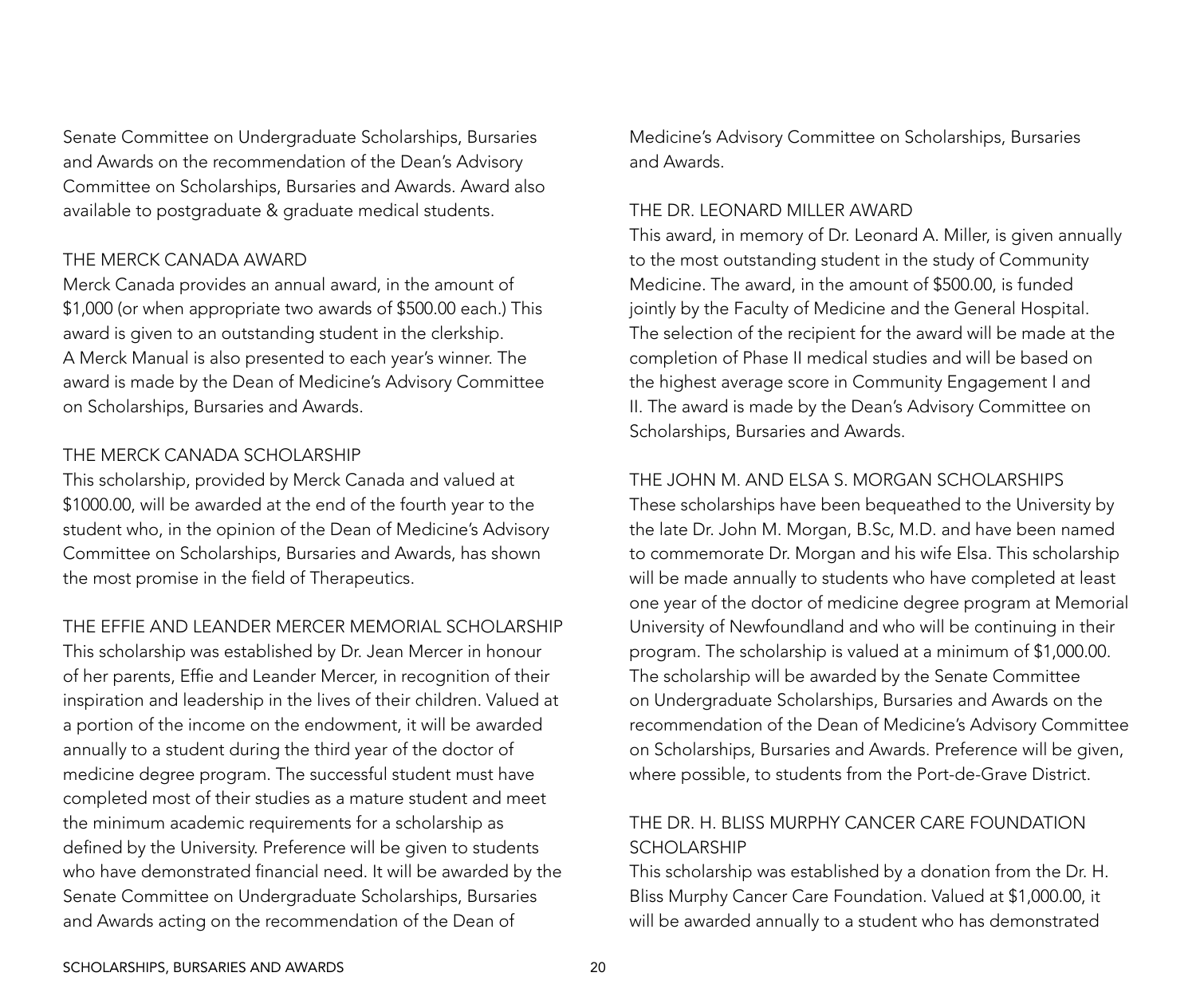Senate Committee on Undergraduate Scholarships, Bursaries and Awards on the recommendation of the Dean's Advisory Committee on Scholarships, Bursaries and Awards. Award also available to postgraduate & graduate medical students.

### THE MERCK CANADA AWARD

Merck Canada provides an annual award, in the amount of $1,000 (or when appropriate two awards of $500.00 each.) This award is given to an outstanding student in the clerkship. A Merck Manual is also presented to each year's winner. The award is made by the Dean of Medicine's Advisory Committee on Scholarships, Bursaries and Awards.

### THE MERCK CANADA SCHOLARSHIP

This scholarship, provided by Merck Canada and valued at $1000.00, will be awarded at the end of the fourth year to the student who, in the opinion of the Dean of Medicine's Advisory Committee on Scholarships, Bursaries and Awards, has shown the most promise in the field of Therapeutics.

### THE EFFIE AND LEANDER MERCER MEMORIAL SCHOLARSHIP

This scholarship was established by Dr. Jean Mercer in honour of her parents, Effie and Leander Mercer, in recognition of their inspiration and leadership in the lives of their children. Valued at a portion of the income on the endowment, it will be awarded annually to a student during the third year of the doctor of medicine degree program. The successful student must have completed most of their studies as a mature student and meet the minimum academic requirements for a scholarship as defined by the University. Preference will be given to students who have demonstrated financial need. It will be awarded by the Senate Committee on Undergraduate Scholarships, Bursaries and Awards acting on the recommendation of the Dean of Medicine's Advisory Committee on Scholarships, Bursaries and Awards.

### THE DR. LEONARD MILLER AWARD

This award, in memory of Dr. Leonard A. Miller, is given annually to the most outstanding student in the study of Community Medicine. The award, in the amount of $500.00, is funded jointly by the Faculty of Medicine and the General Hospital. The selection of the recipient for the award will be made at the completion of Phase II medical studies and will be based on the highest average score in Community Engagement I and II. The award is made by the Dean's Advisory Committee on Scholarships, Bursaries and Awards.

### THE JOHN M. AND ELSA S. MORGAN SCHOLARSHIPS

These scholarships have been bequeathed to the University by the late Dr. John M. Morgan, B.Sc, M.D. and have been named to commemorate Dr. Morgan and his wife Elsa. This scholarship will be made annually to students who have completed at least one year of the doctor of medicine degree program at Memorial University of Newfoundland and who will be continuing in their program. The scholarship is valued at a minimum of $1,000.00. The scholarship will be awarded by the Senate Committee on Undergraduate Scholarships, Bursaries and Awards on the recommendation of the Dean of Medicine's Advisory Committee on Scholarships, Bursaries and Awards. Preference will be given, where possible, to students from the Port-de-Grave District.

### THE DR. H. BLISS MURPHY CANCER CARE FOUNDATION SCHOLARSHIP

This scholarship was established by a donation from the Dr. H. Bliss Murphy Cancer Care Foundation. Valued at $1,000.00, it will be awarded annually to a student who has demonstrated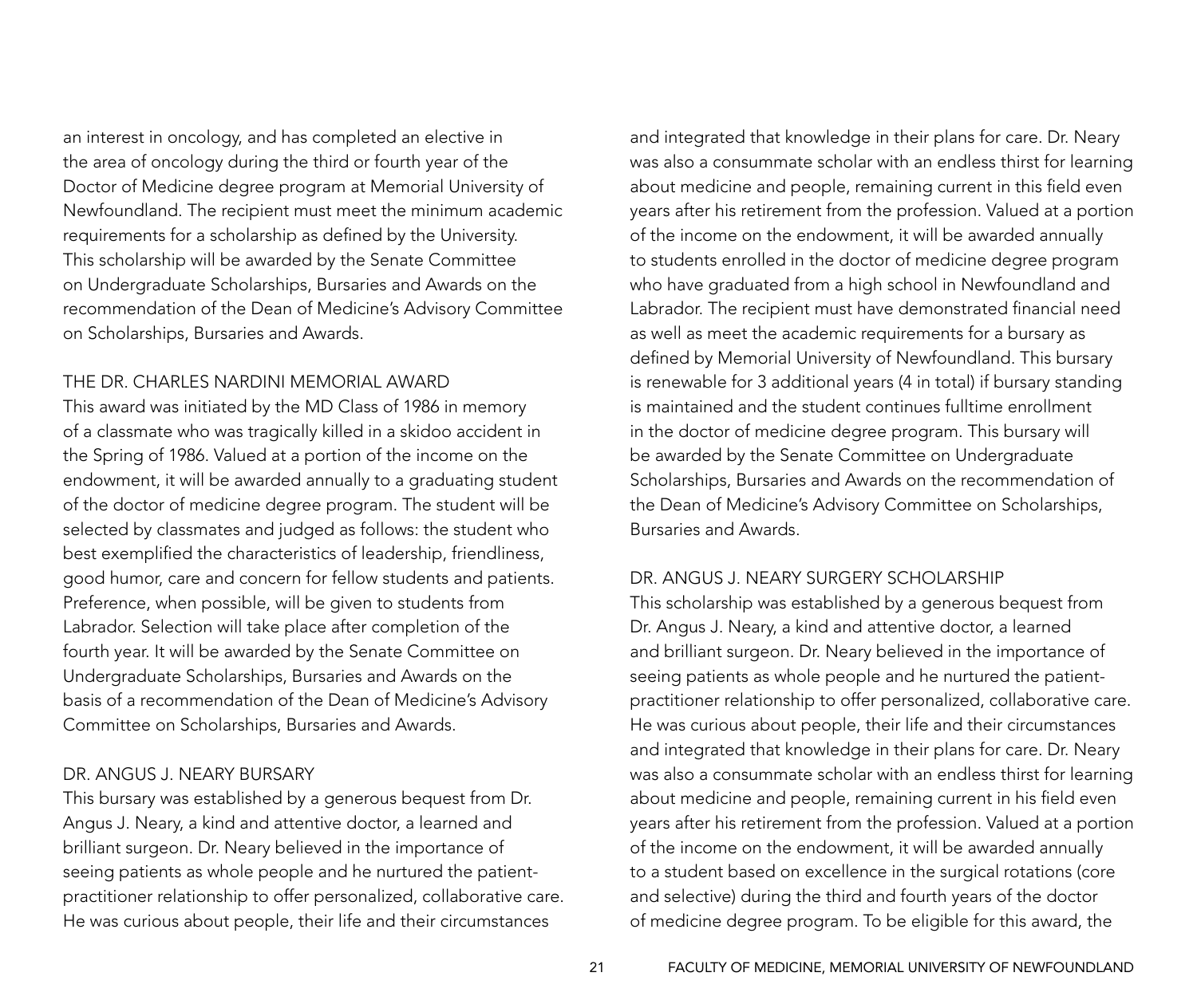an interest in oncology, and has completed an elective in the area of oncology during the third or fourth year of the Doctor of Medicine degree program at Memorial University of Newfoundland. The recipient must meet the minimum academic requirements for a scholarship as defined by the University. This scholarship will be awarded by the Senate Committee on Undergraduate Scholarships, Bursaries and Awards on the recommendation of the Dean of Medicine's Advisory Committee on Scholarships, Bursaries and Awards.

### THE DR. CHARLES NARDINI MEMORIAL AWARD

This award was initiated by the MD Class of 1986 in memory of a classmate who was tragically killed in a skidoo accident in the Spring of 1986. Valued at a portion of the income on the endowment, it will be awarded annually to a graduating student of the doctor of medicine degree program. The student will be selected by classmates and judged as follows: the student who best exemplified the characteristics of leadership, friendliness, good humor, care and concern for fellow students and patients. Preference, when possible, will be given to students from Labrador. Selection will take place after completion of the fourth year. It will be awarded by the Senate Committee on Undergraduate Scholarships, Bursaries and Awards on the basis of a recommendation of the Dean of Medicine's Advisory Committee on Scholarships, Bursaries and Awards.

### DR. ANGUS J. NEARY BURSARY

This bursary was established by a generous bequest from Dr. Angus J. Neary, a kind and attentive doctor, a learned and brilliant surgeon. Dr. Neary believed in the importance of seeing patients as whole people and he nurtured the patient-practitioner relationship to offer personalized, collaborative care. He was curious about people, their life and their circumstances and integrated that knowledge in their plans for care. Dr. Neary was also a consummate scholar with an endless thirst for learning about medicine and people, remaining current in this field even years after his retirement from the profession. Valued at a portion of the income on the endowment, it will be awarded annually to students enrolled in the doctor of medicine degree program who have graduated from a high school in Newfoundland and Labrador. The recipient must have demonstrated financial need as well as meet the academic requirements for a bursary as defined by Memorial University of Newfoundland. This bursary is renewable for 3 additional years (4 in total) if bursary standing is maintained and the student continues fulltime enrollment in the doctor of medicine degree program. This bursary will be awarded by the Senate Committee on Undergraduate Scholarships, Bursaries and Awards on the recommendation of the Dean of Medicine's Advisory Committee on Scholarships, Bursaries and Awards.

### DR. ANGUS J. NEARY SURGERY SCHOLARSHIP

This scholarship was established by a generous bequest from Dr. Angus J. Neary, a kind and attentive doctor, a learned and brilliant surgeon. Dr. Neary believed in the importance of seeing patients as whole people and he nurtured the patient-practitioner relationship to offer personalized, collaborative care. He was curious about people, their life and their circumstances and integrated that knowledge in their plans for care. Dr. Neary was also a consummate scholar with an endless thirst for learning about medicine and people, remaining current in his field even years after his retirement from the profession. Valued at a portion of the income on the endowment, it will be awarded annually to a student based on excellence in the surgical rotations (core and selective) during the third and fourth years of the doctor of medicine degree program. To be eligible for this award, the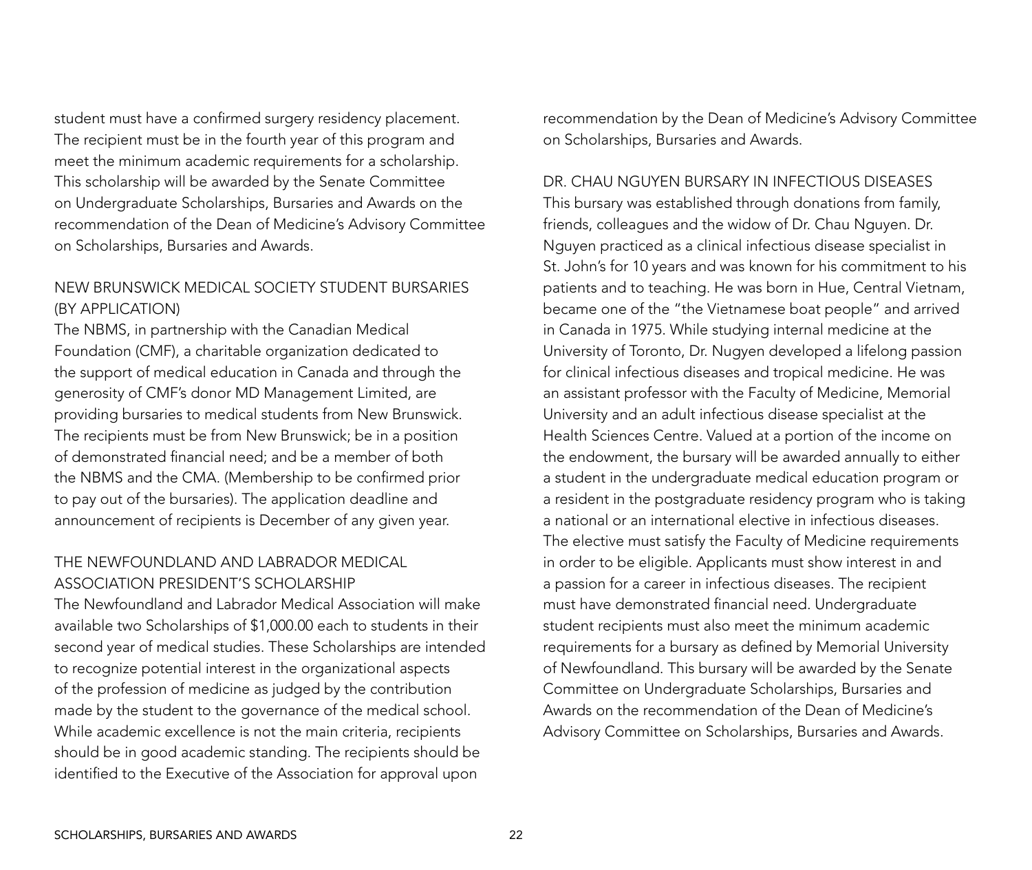student must have a confirmed surgery residency placement. The recipient must be in the fourth year of this program and meet the minimum academic requirements for a scholarship. This scholarship will be awarded by the Senate Committee on Undergraduate Scholarships, Bursaries and Awards on the recommendation of the Dean of Medicine's Advisory Committee on Scholarships, Bursaries and Awards.

## NEW BRUNSWICK MEDICAL SOCIETY STUDENT BURSARIES (BY APPLICATION)

The NBMS, in partnership with the Canadian Medical Foundation (CMF), a charitable organization dedicated to the support of medical education in Canada and through the generosity of CMF's donor MD Management Limited, are providing bursaries to medical students from New Brunswick. The recipients must be from New Brunswick; be in a position of demonstrated financial need; and be a member of both the NBMS and the CMA. (Membership to be confirmed prior to pay out of the bursaries). The application deadline and announcement of recipients is December of any given year.

## THE NEWFOUNDLAND AND LABRADOR MEDICAL ASSOCIATION PRESIDENT'S SCHOLARSHIP

The Newfoundland and Labrador Medical Association will make available two Scholarships of $1,000.00 each to students in their second year of medical studies. These Scholarships are intended to recognize potential interest in the organizational aspects of the profession of medicine as judged by the contribution made by the student to the governance of the medical school. While academic excellence is not the main criteria, recipients should be in good academic standing. The recipients should be identified to the Executive of the Association for approval upon recommendation by the Dean of Medicine's Advisory Committee on Scholarships, Bursaries and Awards.

## DR. CHAU NGUYEN BURSARY IN INFECTIOUS DISEASES

This bursary was established through donations from family, friends, colleagues and the widow of Dr. Chau Nguyen. Dr. Nguyen practiced as a clinical infectious disease specialist in St. John's for 10 years and was known for his commitment to his patients and to teaching. He was born in Hue, Central Vietnam, became one of the "the Vietnamese boat people" and arrived in Canada in 1975. While studying internal medicine at the University of Toronto, Dr. Nugyen developed a lifelong passion for clinical infectious diseases and tropical medicine. He was an assistant professor with the Faculty of Medicine, Memorial University and an adult infectious disease specialist at the Health Sciences Centre. Valued at a portion of the income on the endowment, the bursary will be awarded annually to either a student in the undergraduate medical education program or a resident in the postgraduate residency program who is taking a national or an international elective in infectious diseases. The elective must satisfy the Faculty of Medicine requirements in order to be eligible. Applicants must show interest in and a passion for a career in infectious diseases. The recipient must have demonstrated financial need. Undergraduate student recipients must also meet the minimum academic requirements for a bursary as defined by Memorial University of Newfoundland. This bursary will be awarded by the Senate Committee on Undergraduate Scholarships, Bursaries and Awards on the recommendation of the Dean of Medicine's Advisory Committee on Scholarships, Bursaries and Awards.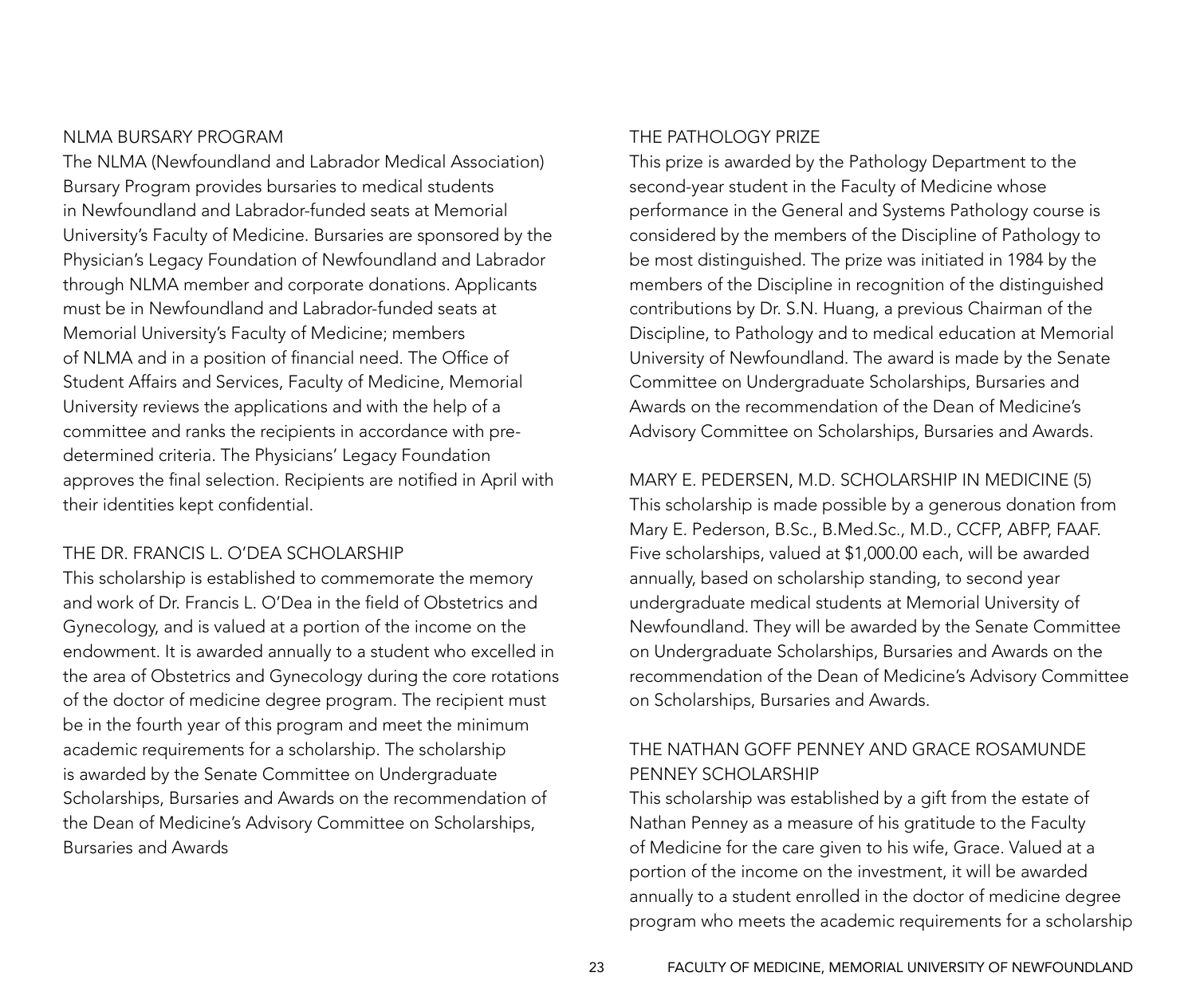## NLMA BURSARY PROGRAM

The NLMA (Newfoundland and Labrador Medical Association) Bursary Program provides bursaries to medical students in Newfoundland and Labrador-funded seats at Memorial University's Faculty of Medicine. Bursaries are sponsored by the Physician's Legacy Foundation of Newfoundland and Labrador through NLMA member and corporate donations. Applicants must be in Newfoundland and Labrador-funded seats at Memorial University's Faculty of Medicine; members of NLMA and in a position of financial need. The Office of Student Affairs and Services, Faculty of Medicine, Memorial University reviews the applications and with the help of a committee and ranks the recipients in accordance with pre-determined criteria. The Physicians' Legacy Foundation approves the final selection. Recipients are notified in April with their identities kept confidential.

## THE DR. FRANCIS L. O'DEA SCHOLARSHIP

This scholarship is established to commemorate the memory and work of Dr. Francis L. O'Dea in the field of Obstetrics and Gynecology, and is valued at a portion of the income on the endowment. It is awarded annually to a student who excelled in the area of Obstetrics and Gynecology during the core rotations of the doctor of medicine degree program. The recipient must be in the fourth year of this program and meet the minimum academic requirements for a scholarship. The scholarship is awarded by the Senate Committee on Undergraduate Scholarships, Bursaries and Awards on the recommendation of the Dean of Medicine's Advisory Committee on Scholarships, Bursaries and Awards

## THE PATHOLOGY PRIZE

This prize is awarded by the Pathology Department to the second-year student in the Faculty of Medicine whose performance in the General and Systems Pathology course is considered by the members of the Discipline of Pathology to be most distinguished. The prize was initiated in 1984 by the members of the Discipline in recognition of the distinguished contributions by Dr. S.N. Huang, a previous Chairman of the Discipline, to Pathology and to medical education at Memorial University of Newfoundland. The award is made by the Senate Committee on Undergraduate Scholarships, Bursaries and Awards on the recommendation of the Dean of Medicine's Advisory Committee on Scholarships, Bursaries and Awards.

## MARY E. PEDERSEN, M.D. SCHOLARSHIP IN MEDICINE (5)

This scholarship is made possible by a generous donation from Mary E. Pederson, B.Sc., B.Med.Sc., M.D., CCFP, ABFP, FAAF. Five scholarships, valued at $1,000.00 each, will be awarded annually, based on scholarship standing, to second year undergraduate medical students at Memorial University of Newfoundland. They will be awarded by the Senate Committee on Undergraduate Scholarships, Bursaries and Awards on the recommendation of the Dean of Medicine's Advisory Committee on Scholarships, Bursaries and Awards.

## THE NATHAN GOFF PENNEY AND GRACE ROSAMUNDE PENNEY SCHOLARSHIP

This scholarship was established by a gift from the estate of Nathan Penney as a measure of his gratitude to the Faculty of Medicine for the care given to his wife, Grace. Valued at a portion of the income on the investment, it will be awarded annually to a student enrolled in the doctor of medicine degree program who meets the academic requirements for a scholarship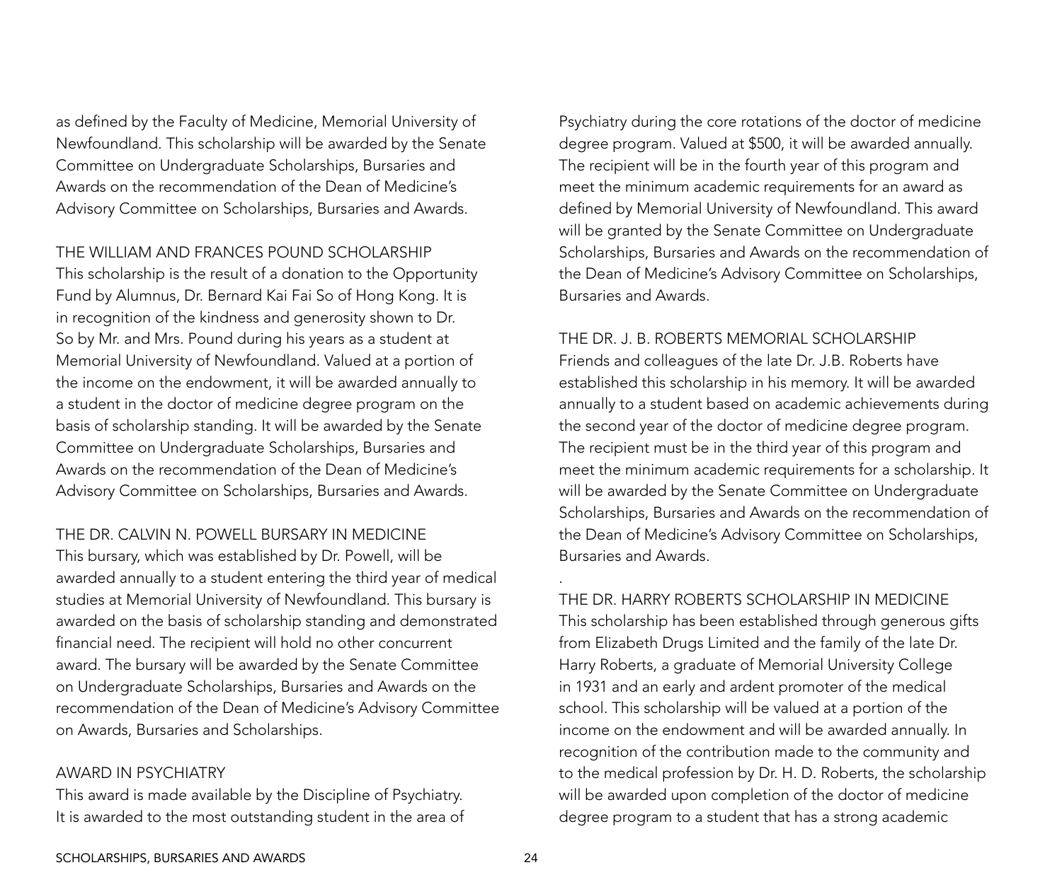as defined by the Faculty of Medicine, Memorial University of Newfoundland. This scholarship will be awarded by the Senate Committee on Undergraduate Scholarships, Bursaries and Awards on the recommendation of the Dean of Medicine's Advisory Committee on Scholarships, Bursaries and Awards.

## THE WILLIAM AND FRANCES POUND SCHOLARSHIP

This scholarship is the result of a donation to the Opportunity Fund by Alumnus, Dr. Bernard Kai Fai So of Hong Kong. It is in recognition of the kindness and generosity shown to Dr. So by Mr. and Mrs. Pound during his years as a student at Memorial University of Newfoundland. Valued at a portion of the income on the endowment, it will be awarded annually to a student in the doctor of medicine degree program on the basis of scholarship standing. It will be awarded by the Senate Committee on Undergraduate Scholarships, Bursaries and Awards on the recommendation of the Dean of Medicine's Advisory Committee on Scholarships, Bursaries and Awards.

## THE DR. CALVIN N. POWELL BURSARY IN MEDICINE

This bursary, which was established by Dr. Powell, will be awarded annually to a student entering the third year of medical studies at Memorial University of Newfoundland. This bursary is awarded on the basis of scholarship standing and demonstrated financial need. The recipient will hold no other concurrent award. The bursary will be awarded by the Senate Committee on Undergraduate Scholarships, Bursaries and Awards on the recommendation of the Dean of Medicine's Advisory Committee on Awards, Bursaries and Scholarships.

## AWARD IN PSYCHIATRY

This award is made available by the Discipline of Psychiatry. It is awarded to the most outstanding student in the area of Psychiatry during the core rotations of the doctor of medicine degree program. Valued at $500, it will be awarded annually. The recipient will be in the fourth year of this program and meet the minimum academic requirements for an award as defined by Memorial University of Newfoundland. This award will be granted by the Senate Committee on Undergraduate Scholarships, Bursaries and Awards on the recommendation of the Dean of Medicine's Advisory Committee on Scholarships, Bursaries and Awards.

## THE DR. J. B. ROBERTS MEMORIAL SCHOLARSHIP

Friends and colleagues of the late Dr. J.B. Roberts have established this scholarship in his memory. It will be awarded annually to a student based on academic achievements during the second year of the doctor of medicine degree program. The recipient must be in the third year of this program and meet the minimum academic requirements for a scholarship. It will be awarded by the Senate Committee on Undergraduate Scholarships, Bursaries and Awards on the recommendation of the Dean of Medicine's Advisory Committee on Scholarships, Bursaries and Awards.

.

## THE DR. HARRY ROBERTS SCHOLARSHIP IN MEDICINE

This scholarship has been established through generous gifts from Elizabeth Drugs Limited and the family of the late Dr. Harry Roberts, a graduate of Memorial University College in 1931 and an early and ardent promoter of the medical school. This scholarship will be valued at a portion of the income on the endowment and will be awarded annually. In recognition of the contribution made to the community and to the medical profession by Dr. H. D. Roberts, the scholarship will be awarded upon completion of the doctor of medicine degree program to a student that has a strong academic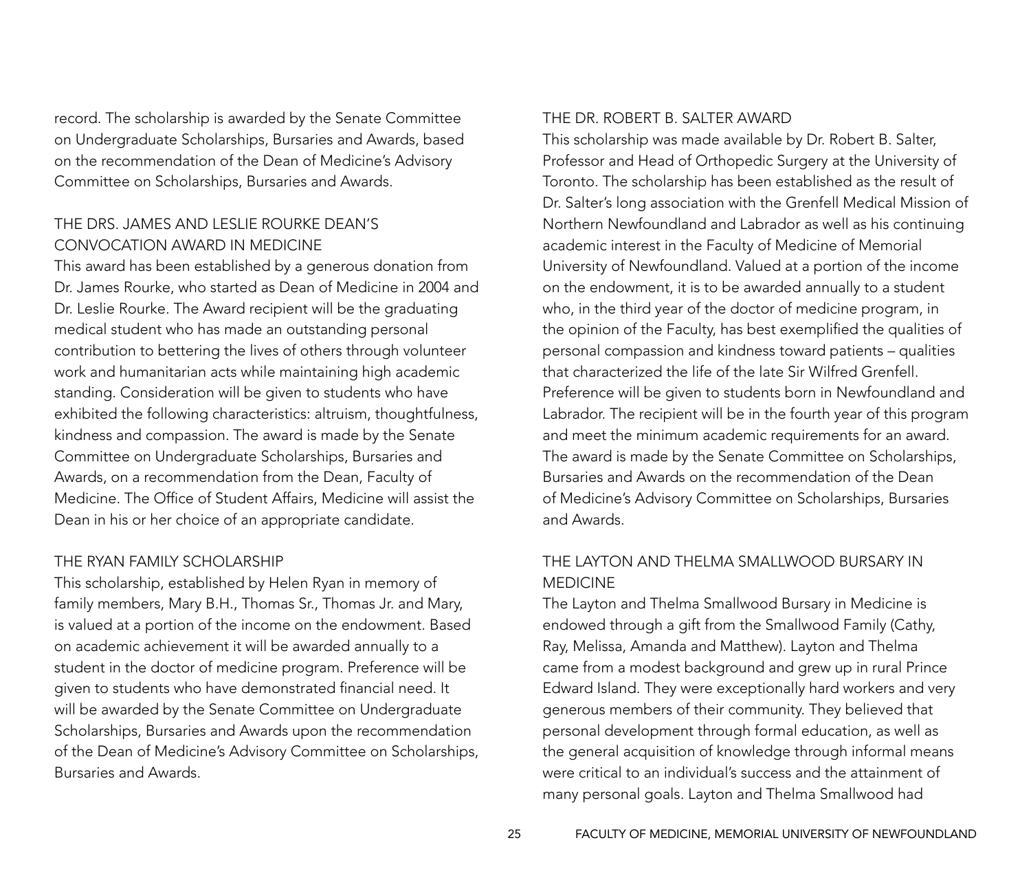record. The scholarship is awarded by the Senate Committee on Undergraduate Scholarships, Bursaries and Awards, based on the recommendation of the Dean of Medicine's Advisory Committee on Scholarships, Bursaries and Awards.

### THE DRS. JAMES AND LESLIE ROURKE DEAN'S CONVOCATION AWARD IN MEDICINE

This award has been established by a generous donation from Dr. James Rourke, who started as Dean of Medicine in 2004 and Dr. Leslie Rourke. The Award recipient will be the graduating medical student who has made an outstanding personal contribution to bettering the lives of others through volunteer work and humanitarian acts while maintaining high academic standing. Consideration will be given to students who have exhibited the following characteristics: altruism, thoughtfulness, kindness and compassion. The award is made by the Senate Committee on Undergraduate Scholarships, Bursaries and Awards, on a recommendation from the Dean, Faculty of Medicine. The Office of Student Affairs, Medicine will assist the Dean in his or her choice of an appropriate candidate.

### THE RYAN FAMILY SCHOLARSHIP

This scholarship, established by Helen Ryan in memory of family members, Mary B.H., Thomas Sr., Thomas Jr. and Mary, is valued at a portion of the income on the endowment. Based on academic achievement it will be awarded annually to a student in the doctor of medicine program. Preference will be given to students who have demonstrated financial need. It will be awarded by the Senate Committee on Undergraduate Scholarships, Bursaries and Awards upon the recommendation of the Dean of Medicine's Advisory Committee on Scholarships, Bursaries and Awards.

### THE DR. ROBERT B. SALTER AWARD

This scholarship was made available by Dr. Robert B. Salter, Professor and Head of Orthopedic Surgery at the University of Toronto. The scholarship has been established as the result of Dr. Salter's long association with the Grenfell Medical Mission of Northern Newfoundland and Labrador as well as his continuing academic interest in the Faculty of Medicine of Memorial University of Newfoundland. Valued at a portion of the income on the endowment, it is to be awarded annually to a student who, in the third year of the doctor of medicine program, in the opinion of the Faculty, has best exemplified the qualities of personal compassion and kindness toward patients – qualities that characterized the life of the late Sir Wilfred Grenfell. Preference will be given to students born in Newfoundland and Labrador. The recipient will be in the fourth year of this program and meet the minimum academic requirements for an award. The award is made by the Senate Committee on Scholarships, Bursaries and Awards on the recommendation of the Dean of Medicine's Advisory Committee on Scholarships, Bursaries and Awards.

### THE LAYTON AND THELMA SMALLWOOD BURSARY IN MEDICINE

The Layton and Thelma Smallwood Bursary in Medicine is endowed through a gift from the Smallwood Family (Cathy, Ray, Melissa, Amanda and Matthew). Layton and Thelma came from a modest background and grew up in rural Prince Edward Island. They were exceptionally hard workers and very generous members of their community. They believed that personal development through formal education, as well as the general acquisition of knowledge through informal means were critical to an individual's success and the attainment of many personal goals. Layton and Thelma Smallwood had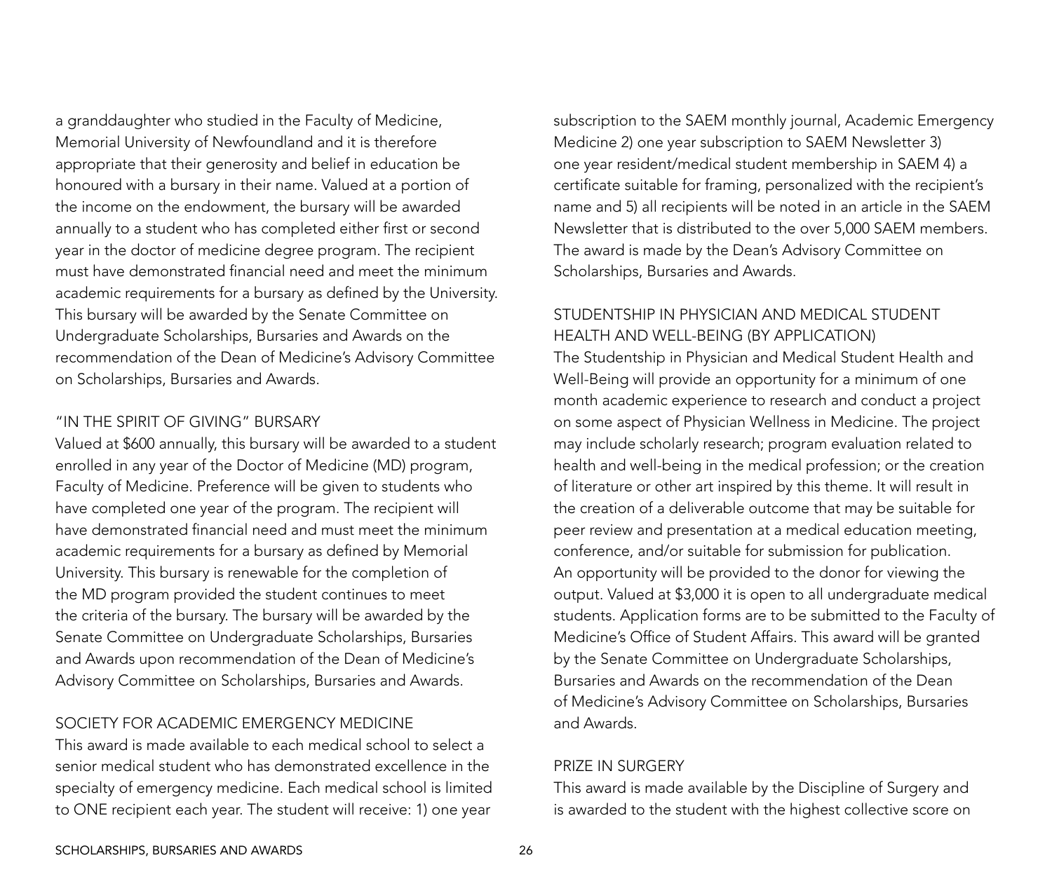a granddaughter who studied in the Faculty of Medicine, Memorial University of Newfoundland and it is therefore appropriate that their generosity and belief in education be honoured with a bursary in their name. Valued at a portion of the income on the endowment, the bursary will be awarded annually to a student who has completed either first or second year in the doctor of medicine degree program. The recipient must have demonstrated financial need and meet the minimum academic requirements for a bursary as defined by the University. This bursary will be awarded by the Senate Committee on Undergraduate Scholarships, Bursaries and Awards on the recommendation of the Dean of Medicine's Advisory Committee on Scholarships, Bursaries and Awards.

### "IN THE SPIRIT OF GIVING" BURSARY

Valued at $600 annually, this bursary will be awarded to a student enrolled in any year of the Doctor of Medicine (MD) program, Faculty of Medicine. Preference will be given to students who have completed one year of the program. The recipient will have demonstrated financial need and must meet the minimum academic requirements for a bursary as defined by Memorial University. This bursary is renewable for the completion of the MD program provided the student continues to meet the criteria of the bursary. The bursary will be awarded by the Senate Committee on Undergraduate Scholarships, Bursaries and Awards upon recommendation of the Dean of Medicine's Advisory Committee on Scholarships, Bursaries and Awards.

### SOCIETY FOR ACADEMIC EMERGENCY MEDICINE

This award is made available to each medical school to select a senior medical student who has demonstrated excellence in the specialty of emergency medicine. Each medical school is limited to ONE recipient each year. The student will receive: 1) one year subscription to the SAEM monthly journal, Academic Emergency Medicine 2) one year subscription to SAEM Newsletter 3) one year resident/medical student membership in SAEM 4) a certificate suitable for framing, personalized with the recipient's name and 5) all recipients will be noted in an article in the SAEM Newsletter that is distributed to the over 5,000 SAEM members. The award is made by the Dean's Advisory Committee on Scholarships, Bursaries and Awards.

### STUDENTSHIP IN PHYSICIAN AND MEDICAL STUDENT HEALTH AND WELL-BEING (BY APPLICATION)

The Studentship in Physician and Medical Student Health and Well-Being will provide an opportunity for a minimum of one month academic experience to research and conduct a project on some aspect of Physician Wellness in Medicine. The project may include scholarly research; program evaluation related to health and well-being in the medical profession; or the creation of literature or other art inspired by this theme. It will result in the creation of a deliverable outcome that may be suitable for peer review and presentation at a medical education meeting, conference, and/or suitable for submission for publication. An opportunity will be provided to the donor for viewing the output. Valued at $3,000 it is open to all undergraduate medical students. Application forms are to be submitted to the Faculty of Medicine's Office of Student Affairs. This award will be granted by the Senate Committee on Undergraduate Scholarships, Bursaries and Awards on the recommendation of the Dean of Medicine's Advisory Committee on Scholarships, Bursaries and Awards.

### PRIZE IN SURGERY

This award is made available by the Discipline of Surgery and is awarded to the student with the highest collective score on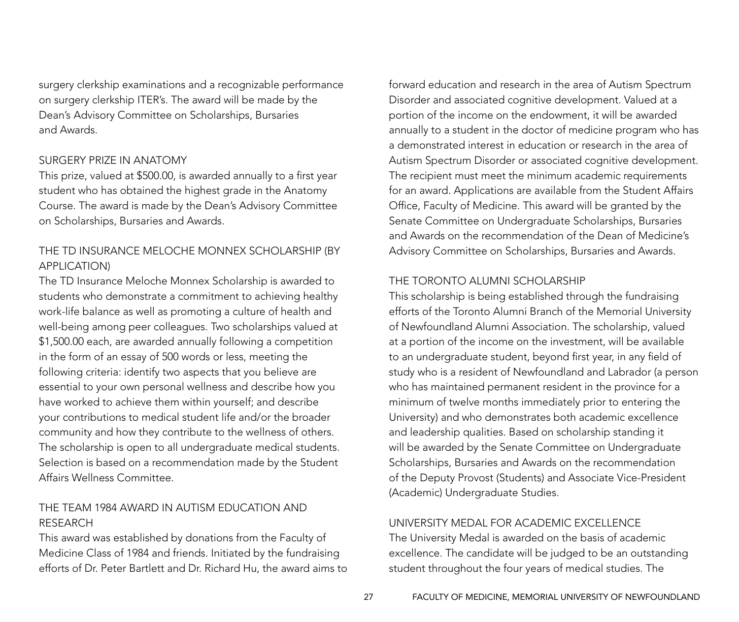surgery clerkship examinations and a recognizable performance on surgery clerkship ITER's. The award will be made by the Dean's Advisory Committee on Scholarships, Bursaries and Awards.

### SURGERY PRIZE IN ANATOMY

This prize, valued at $500.00, is awarded annually to a first year student who has obtained the highest grade in the Anatomy Course. The award is made by the Dean's Advisory Committee on Scholarships, Bursaries and Awards.

### THE TD INSURANCE MELOCHE MONNEX SCHOLARSHIP (BY APPLICATION)

The TD Insurance Meloche Monnex Scholarship is awarded to students who demonstrate a commitment to achieving healthy work-life balance as well as promoting a culture of health and well-being among peer colleagues. Two scholarships valued at $1,500.00 each, are awarded annually following a competition in the form of an essay of 500 words or less, meeting the following criteria: identify two aspects that you believe are essential to your own personal wellness and describe how you have worked to achieve them within yourself; and describe your contributions to medical student life and/or the broader community and how they contribute to the wellness of others. The scholarship is open to all undergraduate medical students. Selection is based on a recommendation made by the Student Affairs Wellness Committee.

### THE TEAM 1984 AWARD IN AUTISM EDUCATION AND RESEARCH

This award was established by donations from the Faculty of Medicine Class of 1984 and friends. Initiated by the fundraising efforts of Dr. Peter Bartlett and Dr. Richard Hu, the award aims to forward education and research in the area of Autism Spectrum Disorder and associated cognitive development. Valued at a portion of the income on the endowment, it will be awarded annually to a student in the doctor of medicine program who has a demonstrated interest in education or research in the area of Autism Spectrum Disorder or associated cognitive development. The recipient must meet the minimum academic requirements for an award. Applications are available from the Student Affairs Office, Faculty of Medicine. This award will be granted by the Senate Committee on Undergraduate Scholarships, Bursaries and Awards on the recommendation of the Dean of Medicine's Advisory Committee on Scholarships, Bursaries and Awards.

### THE TORONTO ALUMNI SCHOLARSHIP

This scholarship is being established through the fundraising efforts of the Toronto Alumni Branch of the Memorial University of Newfoundland Alumni Association. The scholarship, valued at a portion of the income on the investment, will be available to an undergraduate student, beyond first year, in any field of study who is a resident of Newfoundland and Labrador (a person who has maintained permanent resident in the province for a minimum of twelve months immediately prior to entering the University) and who demonstrates both academic excellence and leadership qualities. Based on scholarship standing it will be awarded by the Senate Committee on Undergraduate Scholarships, Bursaries and Awards on the recommendation of the Deputy Provost (Students) and Associate Vice-President (Academic) Undergraduate Studies.

### UNIVERSITY MEDAL FOR ACADEMIC EXCELLENCE

The University Medal is awarded on the basis of academic excellence. The candidate will be judged to be an outstanding student throughout the four years of medical studies. The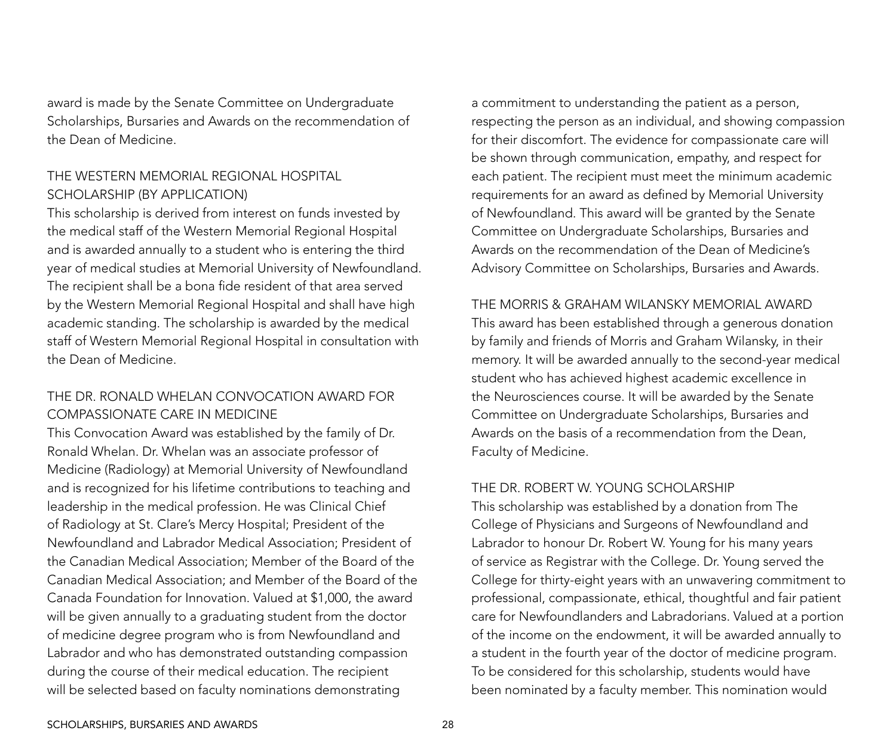award is made by the Senate Committee on Undergraduate Scholarships, Bursaries and Awards on the recommendation of the Dean of Medicine.

### THE WESTERN MEMORIAL REGIONAL HOSPITAL SCHOLARSHIP (BY APPLICATION)

This scholarship is derived from interest on funds invested by the medical staff of the Western Memorial Regional Hospital and is awarded annually to a student who is entering the third year of medical studies at Memorial University of Newfoundland. The recipient shall be a bona fide resident of that area served by the Western Memorial Regional Hospital and shall have high academic standing. The scholarship is awarded by the medical staff of Western Memorial Regional Hospital in consultation with the Dean of Medicine.

### THE DR. RONALD WHELAN CONVOCATION AWARD FOR COMPASSIONATE CARE IN MEDICINE

This Convocation Award was established by the family of Dr. Ronald Whelan. Dr. Whelan was an associate professor of Medicine (Radiology) at Memorial University of Newfoundland and is recognized for his lifetime contributions to teaching and leadership in the medical profession. He was Clinical Chief of Radiology at St. Clare's Mercy Hospital; President of the Newfoundland and Labrador Medical Association; President of the Canadian Medical Association; Member of the Board of the Canadian Medical Association; and Member of the Board of the Canada Foundation for Innovation. Valued at $1,000, the award will be given annually to a graduating student from the doctor of medicine degree program who is from Newfoundland and Labrador and who has demonstrated outstanding compassion during the course of their medical education. The recipient will be selected based on faculty nominations demonstrating a commitment to understanding the patient as a person, respecting the person as an individual, and showing compassion for their discomfort. The evidence for compassionate care will be shown through communication, empathy, and respect for each patient. The recipient must meet the minimum academic requirements for an award as defined by Memorial University of Newfoundland. This award will be granted by the Senate Committee on Undergraduate Scholarships, Bursaries and Awards on the recommendation of the Dean of Medicine's Advisory Committee on Scholarships, Bursaries and Awards.

### THE MORRIS & GRAHAM WILANSKY MEMORIAL AWARD

This award has been established through a generous donation by family and friends of Morris and Graham Wilansky, in their memory. It will be awarded annually to the second-year medical student who has achieved highest academic excellence in the Neurosciences course. It will be awarded by the Senate Committee on Undergraduate Scholarships, Bursaries and Awards on the basis of a recommendation from the Dean, Faculty of Medicine.

### THE DR. ROBERT W. YOUNG SCHOLARSHIP

This scholarship was established by a donation from The College of Physicians and Surgeons of Newfoundland and Labrador to honour Dr. Robert W. Young for his many years of service as Registrar with the College. Dr. Young served the College for thirty-eight years with an unwavering commitment to professional, compassionate, ethical, thoughtful and fair patient care for Newfoundlanders and Labradorians. Valued at a portion of the income on the endowment, it will be awarded annually to a student in the fourth year of the doctor of medicine program. To be considered for this scholarship, students would have been nominated by a faculty member. This nomination would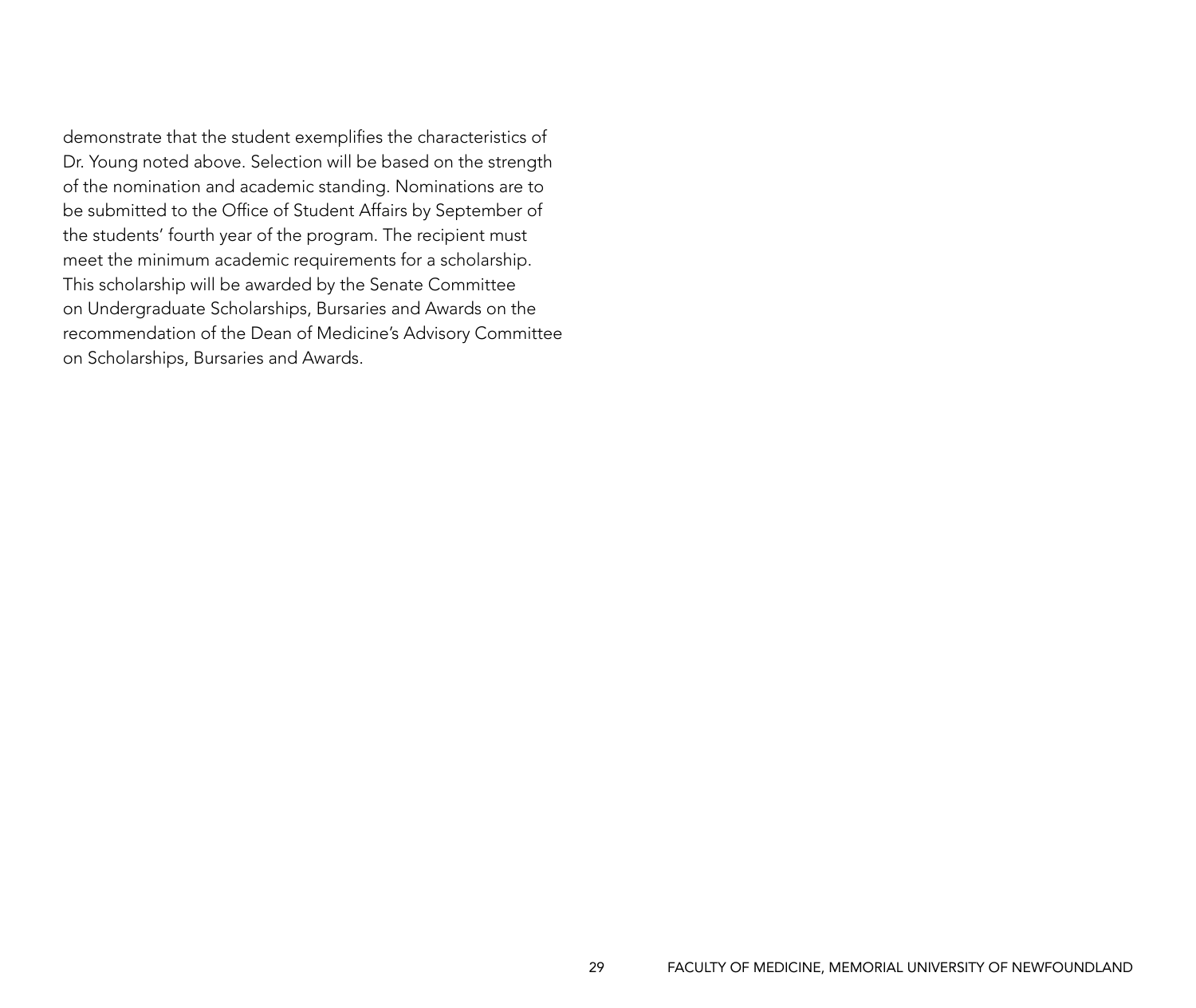demonstrate that the student exemplifies the characteristics of Dr. Young noted above. Selection will be based on the strength of the nomination and academic standing. Nominations are to be submitted to the Office of Student Affairs by September of the students' fourth year of the program. The recipient must meet the minimum academic requirements for a scholarship. This scholarship will be awarded by the Senate Committee on Undergraduate Scholarships, Bursaries and Awards on the recommendation of the Dean of Medicine's Advisory Committee on Scholarships, Bursaries and Awards.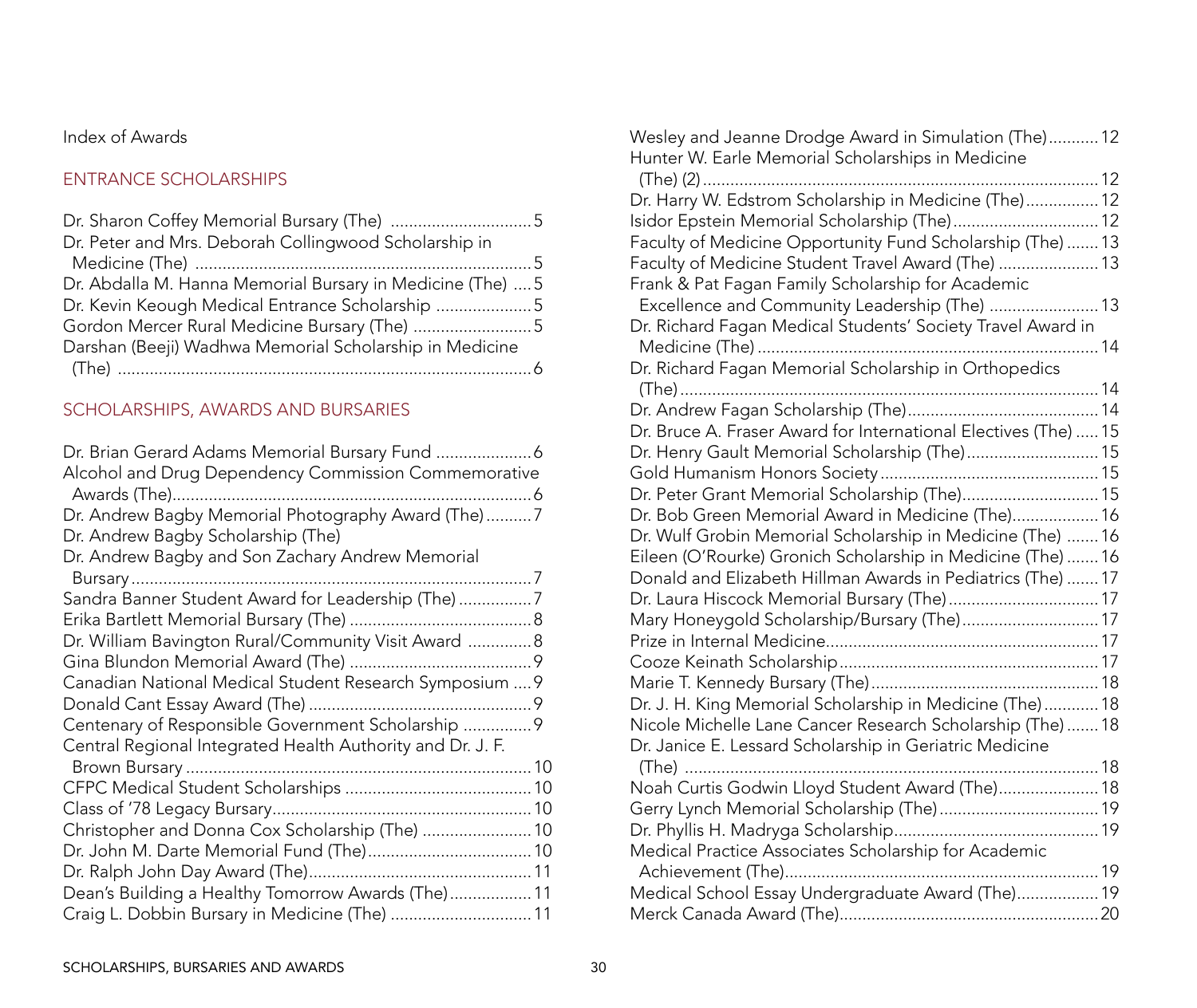Index of Awards

## ENTRANCE SCHOLARSHIPS

Dr. Sharon Coffey Memorial Bursary (The) ..............................5
Dr. Peter and Mrs. Deborah Collingwood Scholarship in Medicine (The) ..........................................................................5
Dr. Abdalla M. Hanna Memorial Bursary in Medicine (The) ....5
Dr. Kevin Keough Medical Entrance Scholarship .....................5
Gordon Mercer Rural Medicine Bursary (The) ..........................5
Darshan (Beeji) Wadhwa Memorial Scholarship in Medicine (The) ..........................................................................................6

## SCHOLARSHIPS, AWARDS AND BURSARIES

Dr. Brian Gerard Adams Memorial Bursary Fund .....................6
Alcohol and Drug Dependency Commission Commemorative Awards (The)...............................................................................6
Dr. Andrew Bagby Memorial Photography Award (The)..........7
Dr. Andrew Bagby Scholarship (The)
Dr. Andrew Bagby and Son Zachary Andrew Memorial Bursary........................................................................................7
Sandra Banner Student Award for Leadership (The)................7
Erika Bartlett Memorial Bursary (The) ........................................8
Dr. William Bavington Rural/Community Visit Award ..............8
Gina Blundon Memorial Award (The) ........................................9
Canadian National Medical Student Research Symposium ....9
Donald Cant Essay Award (The) .................................................9
Centenary of Responsible Government Scholarship ...............9
Central Regional Integrated Health Authority and Dr. J. F. Brown Bursary ............................................................................10
CFPC Medical Student Scholarships .........................................10
Class of '78 Legacy Bursary.........................................................10
Christopher and Donna Cox Scholarship (The) ........................10
Dr. John M. Darte Memorial Fund (The)....................................10
Dr. Ralph John Day Award (The).................................................11
Dean's Building a Healthy Tomorrow Awards (The)..................11
Craig L. Dobbin Bursary in Medicine (The) ...............................11
Wesley and Jeanne Drodge Award in Simulation (The)...........12
Hunter W. Earle Memorial Scholarships in Medicine (The) (2)........................................................................................12
Dr. Harry W. Edstrom Scholarship in Medicine (The)................12
Isidor Epstein Memorial Scholarship (The)................................12
Faculty of Medicine Opportunity Fund Scholarship (The) .......13
Faculty of Medicine Student Travel Award (The) ......................13
Frank & Pat Fagan Family Scholarship for Academic Excellence and Community Leadership (The) ........................13
Dr. Richard Fagan Medical Students' Society Travel Award in Medicine (The) ...........................................................................14
Dr. Richard Fagan Memorial Scholarship in Orthopedics (The)............................................................................................14
Dr. Andrew Fagan Scholarship (The)..........................................14
Dr. Bruce A. Fraser Award for International Electives (The) .....15
Dr. Henry Gault Memorial Scholarship (The).............................15
Gold Humanism Honors Society................................................15
Dr. Peter Grant Memorial Scholarship (The)..............................15
Dr. Bob Green Memorial Award in Medicine (The)...................16
Dr. Wulf Grobin Memorial Scholarship in Medicine (The) .......16
Eileen (O'Rourke) Gronich Scholarship in Medicine (The) .......16
Donald and Elizabeth Hillman Awards in Pediatrics (The) .......17
Dr. Laura Hiscock Memorial Bursary (The).................................17
Mary Honeygold Scholarship/Bursary (The)..............................17
Prize in Internal Medicine............................................................17
Cooze Keinath Scholarship.........................................................17
Marie T. Kennedy Bursary (The)..................................................18
Dr. J. H. King Memorial Scholarship in Medicine (The)............18
Nicole Michelle Lane Cancer Research Scholarship (The).......18
Dr. Janice E. Lessard Scholarship in Geriatric Medicine (The) ...........................................................................................18
Noah Curtis Godwin Lloyd Student Award (The)......................18
Gerry Lynch Memorial Scholarship (The)...................................19
Dr. Phyllis H. Madryga Scholarship.............................................19
Medical Practice Associates Scholarship for Academic Achievement (The).....................................................................19
Medical School Essay Undergraduate Award (The)..................19
Merck Canada Award (The).........................................................20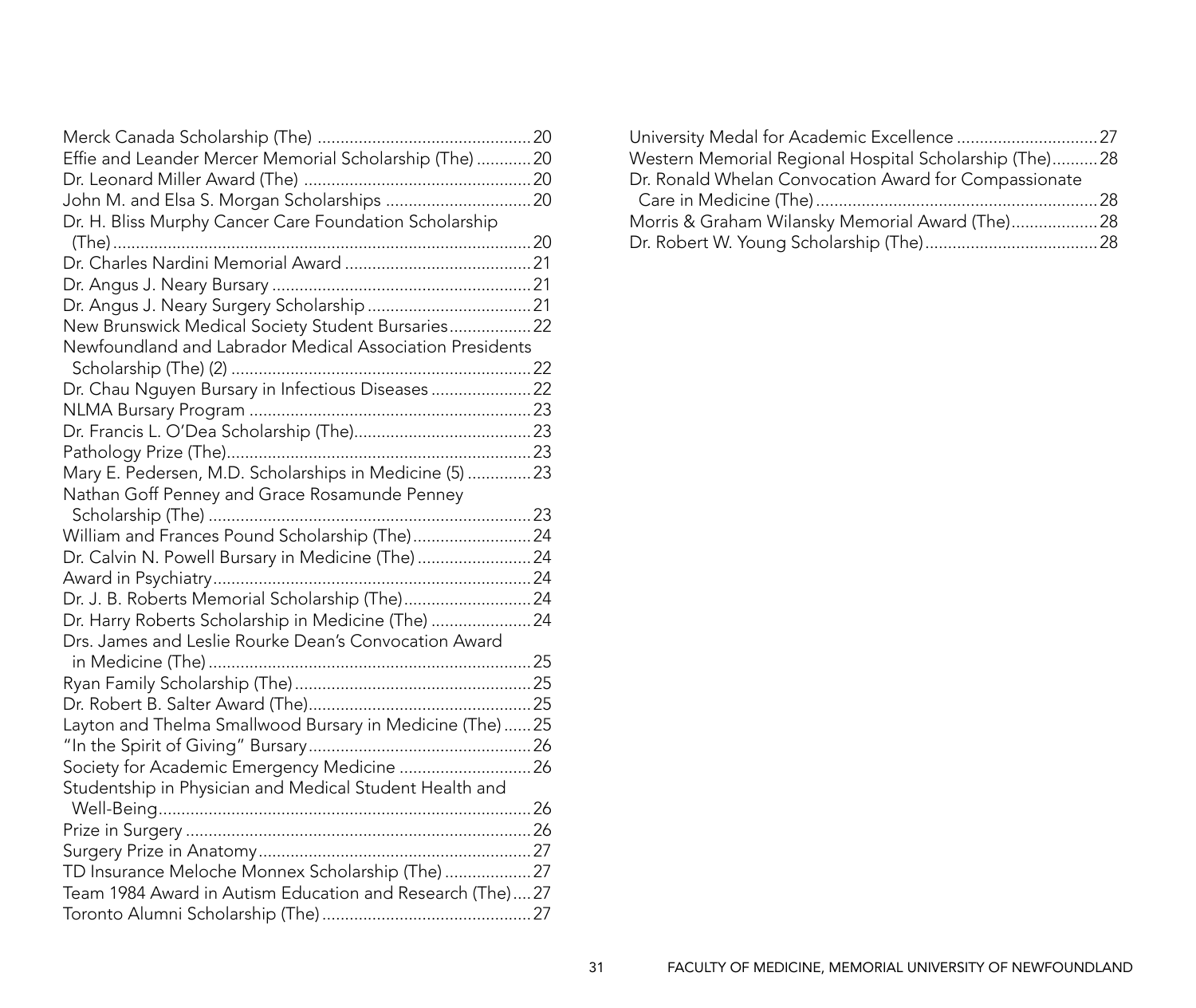Merck Canada Scholarship (The) .............................................. 20
Effie and Leander Mercer Memorial Scholarship (The) ............ 20
Dr. Leonard Miller Award (The) .................................................. 20
John M. and Elsa S. Morgan Scholarships ................................ 20
Dr. H. Bliss Murphy Cancer Care Foundation Scholarship (The) ........................................................................................... 20
Dr. Charles Nardini Memorial Award ......................................... 21
Dr. Angus J. Neary Bursary ......................................................... 21
Dr. Angus J. Neary Surgery Scholarship .................................... 21
New Brunswick Medical Society Student Bursaries.................. 22
Newfoundland and Labrador Medical Association Presidents Scholarship (The) (2) ................................................................. 22
Dr. Chau Nguyen Bursary in Infectious Diseases ...................... 22
NLMA Bursary Program .............................................................. 23
Dr. Francis L. O'Dea Scholarship (The)....................................... 23
Pathology Prize (The)................................................................... 23
Mary E. Pedersen, M.D. Scholarships in Medicine (5) .............. 23
Nathan Goff Penney and Grace Rosamunde Penney Scholarship (The) ....................................................................... 23
William and Frances Pound Scholarship (The).......................... 24
Dr. Calvin N. Powell Bursary in Medicine (The) ......................... 24
Award in Psychiatry...................................................................... 24
Dr. J. B. Roberts Memorial Scholarship (The)............................ 24
Dr. Harry Roberts Scholarship in Medicine (The) ...................... 24
Drs. James and Leslie Rourke Dean's Convocation Award in Medicine (The) ....................................................................... 25
Ryan Family Scholarship (The).................................................... 25
Dr. Robert B. Salter Award (The)................................................. 25
Layton and Thelma Smallwood Bursary in Medicine (The) ...... 25
"In the Spirit of Giving" Bursary................................................. 26
Society for Academic Emergency Medicine ............................. 26
Studentship in Physician and Medical Student Health and Well-Being.................................................................................. 26
Prize in Surgery ............................................................................ 26
Surgery Prize in Anatomy............................................................ 27
TD Insurance Meloche Monnex Scholarship (The) ................... 27
Team 1984 Award in Autism Education and Research (The).... 27
Toronto Alumni Scholarship (The).............................................. 27
University Medal for Academic Excellence ............................... 27
Western Memorial Regional Hospital Scholarship (The).......... 28
Dr. Ronald Whelan Convocation Award for Compassionate Care in Medicine (The).............................................................. 28
Morris & Graham Wilansky Memorial Award (The)................... 28
Dr. Robert W. Young Scholarship (The)...................................... 28